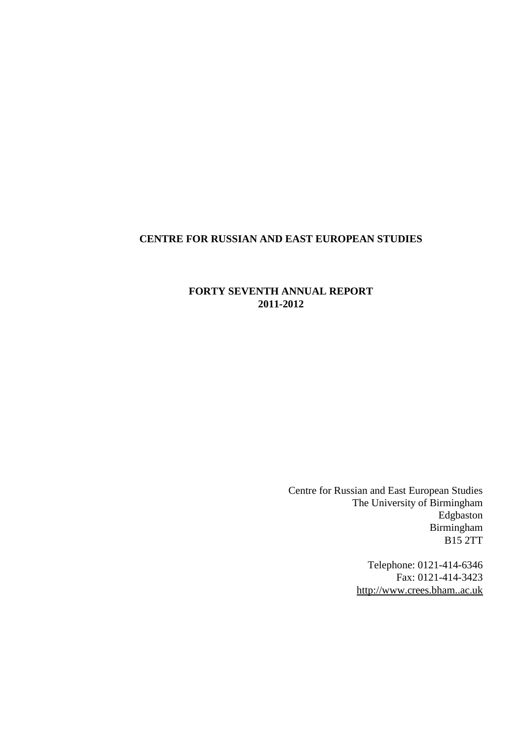# CENTRE FOR RUSSIAN AND EAST EUROPEAN STUDIES

## FORTY SEVENTH ANNUAL REPORT
## 2011-2012

Centre for Russian and East European Studies
The University of Birmingham
Edgbaston
Birmingham
B15 2TT

Telephone: 0121-414-6346
Fax: 0121-414-3423
http://www.crees.bham..ac.uk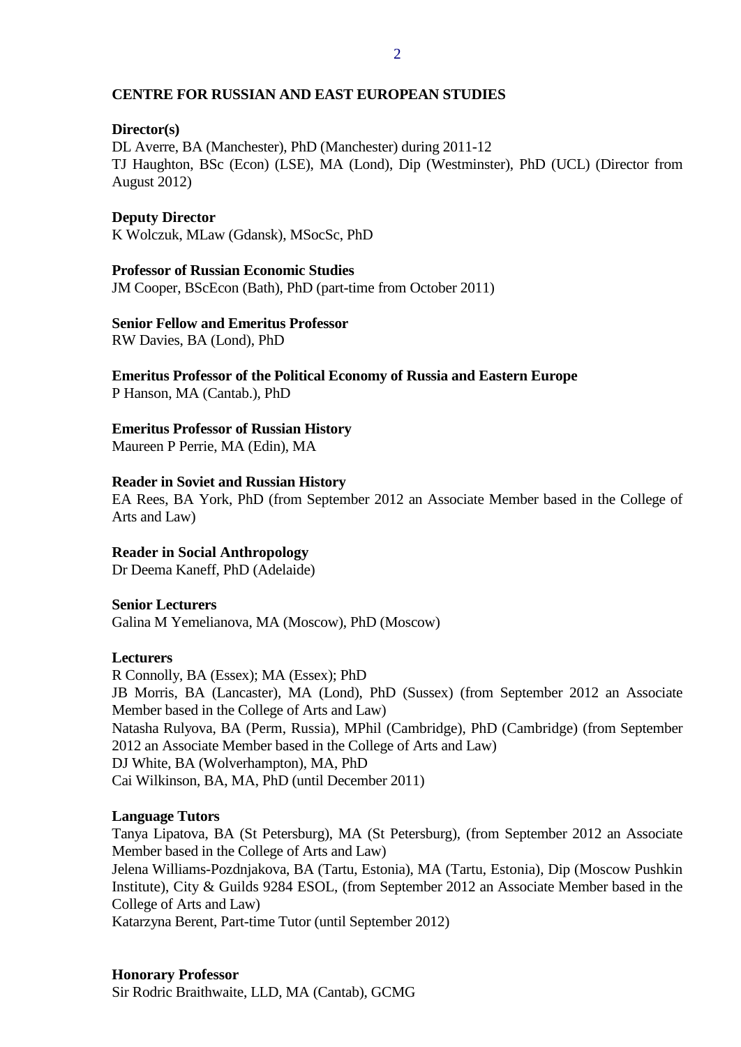## CENTRE FOR RUSSIAN AND EAST EUROPEAN STUDIES

**Director(s)**
DL Averre, BA (Manchester), PhD (Manchester) during 2011-12
TJ Haughton, BSc (Econ) (LSE), MA (Lond), Dip (Westminster), PhD (UCL) (Director from August 2012)

**Deputy Director**
K Wolczuk, MLaw (Gdansk), MSocSc, PhD

**Professor of Russian Economic Studies**
JM Cooper, BScEcon (Bath), PhD (part-time from October 2011)

**Senior Fellow and Emeritus Professor**
RW Davies, BA (Lond), PhD

**Emeritus Professor of the Political Economy of Russia and Eastern Europe**
P Hanson, MA (Cantab.), PhD

**Emeritus Professor of Russian History**
Maureen P Perrie, MA (Edin), MA

**Reader in Soviet and Russian History**
EA Rees, BA York, PhD (from September 2012 an Associate Member based in the College of Arts and Law)

**Reader in Social Anthropology**
Dr Deema Kaneff, PhD (Adelaide)

**Senior Lecturers**
Galina M Yemelianova, MA (Moscow), PhD (Moscow)

**Lecturers**
R Connolly, BA (Essex); MA (Essex); PhD
JB Morris, BA (Lancaster), MA (Lond), PhD (Sussex) (from September 2012 an Associate Member based in the College of Arts and Law)
Natasha Rulyova, BA (Perm, Russia), MPhil (Cambridge), PhD (Cambridge) (from September 2012 an Associate Member based in the College of Arts and Law)
DJ White, BA (Wolverhampton), MA, PhD
Cai Wilkinson, BA, MA, PhD (until December 2011)

**Language Tutors**
Tanya Lipatova, BA (St Petersburg), MA (St Petersburg), (from September 2012 an Associate Member based in the College of Arts and Law)
Jelena Williams-Pozdnjakova, BA (Tartu, Estonia), MA (Tartu, Estonia), Dip (Moscow Pushkin Institute), City & Guilds 9284 ESOL, (from September 2012 an Associate Member based in the College of Arts and Law)
Katarzyna Berent, Part-time Tutor (until September 2012)

**Honorary Professor**
Sir Rodric Braithwaite, LLD, MA (Cantab), GCMG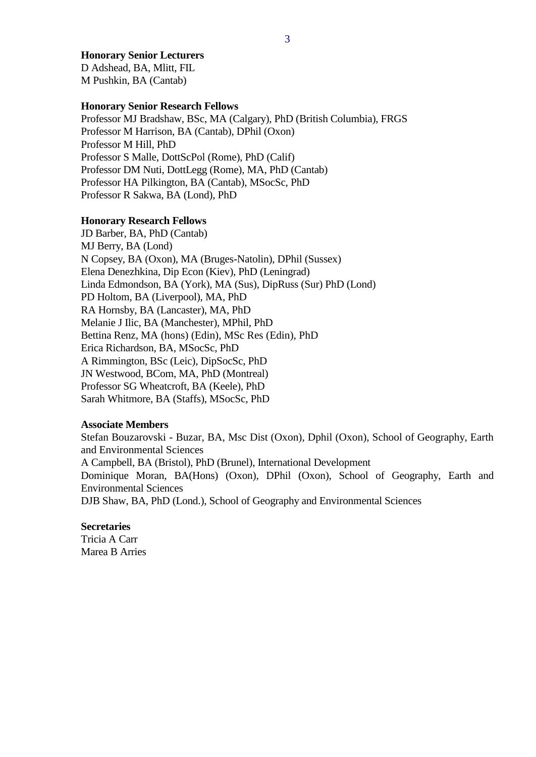**Honorary Senior Lecturers**
D Adshead, BA, Mlitt, FIL
M Pushkin, BA (Cantab)

**Honorary Senior Research Fellows**
Professor MJ Bradshaw, BSc, MA (Calgary), PhD (British Columbia), FRGS
Professor M Harrison, BA (Cantab), DPhil (Oxon)
Professor M Hill, PhD
Professor S Malle, DottScPol (Rome), PhD (Calif)
Professor DM Nuti, DottLegg (Rome), MA, PhD (Cantab)
Professor HA Pilkington, BA (Cantab), MSocSc, PhD
Professor R Sakwa, BA (Lond), PhD

**Honorary Research Fellows**
JD Barber, BA, PhD (Cantab)
MJ Berry, BA (Lond)
N Copsey, BA (Oxon), MA (Bruges-Natolin), DPhil (Sussex)
Elena Denezhkina, Dip Econ (Kiev), PhD (Leningrad)
Linda Edmondson, BA (York), MA (Sus), DipRuss (Sur) PhD (Lond)
PD Holtom, BA (Liverpool), MA, PhD
RA Hornsby, BA (Lancaster), MA, PhD
Melanie J Ilic, BA (Manchester), MPhil, PhD
Bettina Renz, MA (hons) (Edin), MSc Res (Edin), PhD
Erica Richardson, BA, MSocSc, PhD
A Rimmington, BSc (Leic), DipSocSc, PhD
JN Westwood, BCom, MA, PhD (Montreal)
Professor SG Wheatcroft, BA (Keele), PhD
Sarah Whitmore, BA (Staffs), MSocSc, PhD

**Associate Members**
Stefan Bouzarovski - Buzar, BA, Msc Dist (Oxon), Dphil (Oxon), School of Geography, Earth and Environmental Sciences
A Campbell, BA (Bristol), PhD (Brunel), International Development
Dominique Moran, BA(Hons) (Oxon), DPhil (Oxon), School of Geography, Earth and Environmental Sciences
DJB Shaw, BA, PhD (Lond.), School of Geography and Environmental Sciences

**Secretaries**
Tricia A Carr
Marea B Arries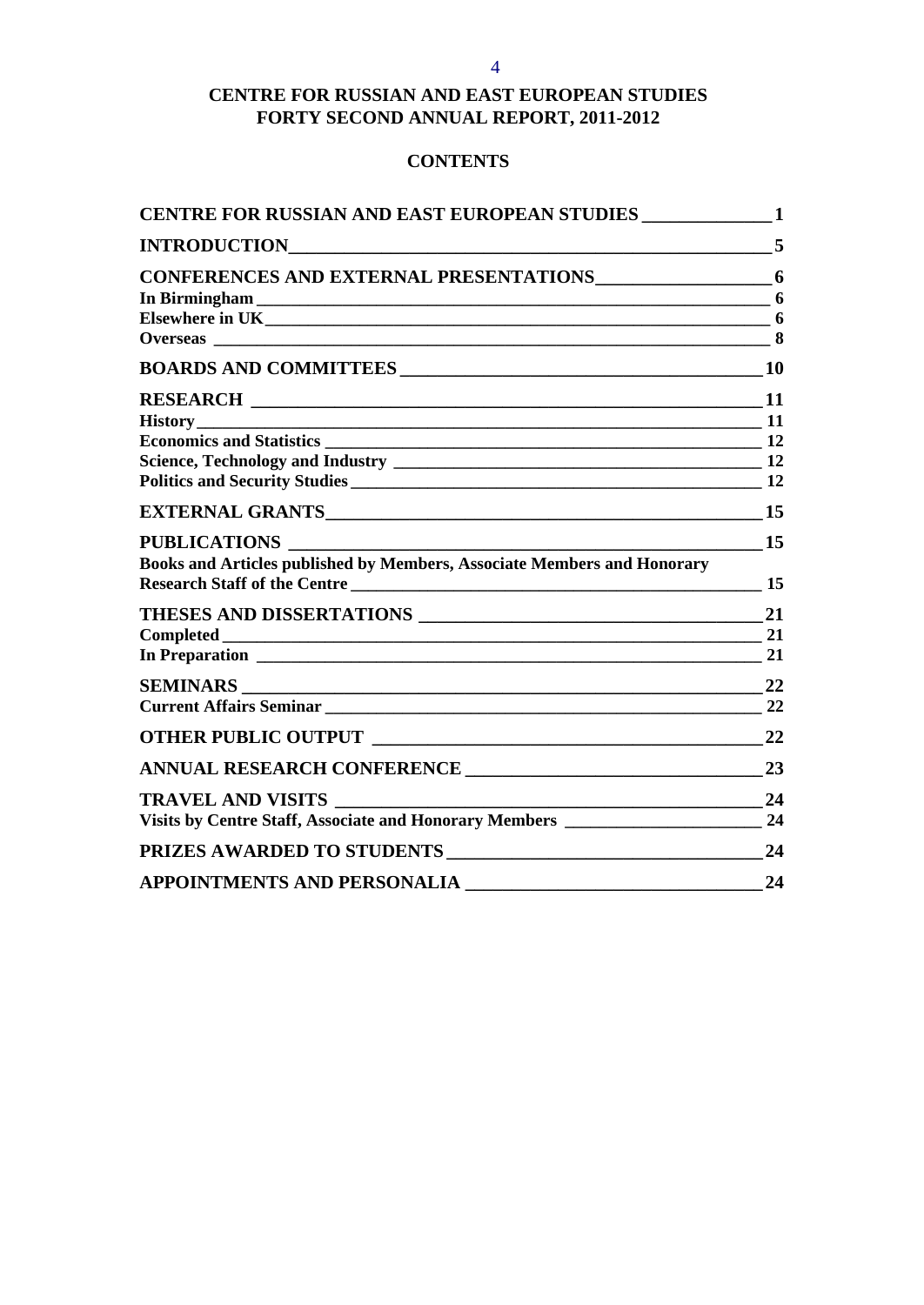# CENTRE FOR RUSSIAN AND EAST EUROPEAN STUDIES
# FORTY SECOND ANNUAL REPORT, 2011-2012

## CONTENTS

**CENTRE FOR RUSSIAN AND EAST EUROPEAN STUDIES** — 1

**INTRODUCTION** — 5

**CONFERENCES AND EXTERNAL PRESENTATIONS** — 6
- **In Birmingham** — 6
- **Elsewhere in UK** — 6
- **Overseas** — 8

**BOARDS AND COMMITTEES** — 10

**RESEARCH** — 11
- **History** — 11
- **Economics and Statistics** — 12
- **Science, Technology and Industry** — 12
- **Politics and Security Studies** — 12

**EXTERNAL GRANTS** — 15

**PUBLICATIONS** — 15
- **Books and Articles published by Members, Associate Members and Honorary Research Staff of the Centre** — 15

**THESES AND DISSERTATIONS** — 21
- **Completed** — 21
- **In Preparation** — 21

**SEMINARS** — 22
- **Current Affairs Seminar** — 22

**OTHER PUBLIC OUTPUT** — 22

**ANNUAL RESEARCH CONFERENCE** — 23

**TRAVEL AND VISITS** — 24
- **Visits by Centre Staff, Associate and Honorary Members** — 24

**PRIZES AWARDED TO STUDENTS** — 24

**APPOINTMENTS AND PERSONALIA** — 24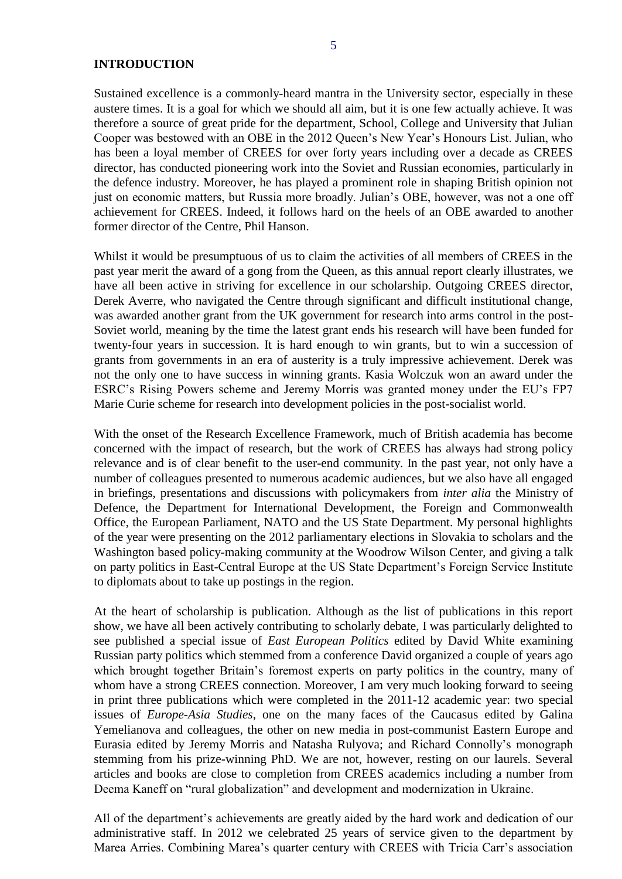# INTRODUCTION

Sustained excellence is a commonly-heard mantra in the University sector, especially in these austere times. It is a goal for which we should all aim, but it is one few actually achieve. It was therefore a source of great pride for the department, School, College and University that Julian Cooper was bestowed with an OBE in the 2012 Queen's New Year's Honours List. Julian, who has been a loyal member of CREES for over forty years including over a decade as CREES director, has conducted pioneering work into the Soviet and Russian economies, particularly in the defence industry. Moreover, he has played a prominent role in shaping British opinion not just on economic matters, but Russia more broadly. Julian's OBE, however, was not a one off achievement for CREES. Indeed, it follows hard on the heels of an OBE awarded to another former director of the Centre, Phil Hanson.

Whilst it would be presumptuous of us to claim the activities of all members of CREES in the past year merit the award of a gong from the Queen, as this annual report clearly illustrates, we have all been active in striving for excellence in our scholarship. Outgoing CREES director, Derek Averre, who navigated the Centre through significant and difficult institutional change, was awarded another grant from the UK government for research into arms control in the post-Soviet world, meaning by the time the latest grant ends his research will have been funded for twenty-four years in succession. It is hard enough to win grants, but to win a succession of grants from governments in an era of austerity is a truly impressive achievement. Derek was not the only one to have success in winning grants. Kasia Wolczuk won an award under the ESRC's Rising Powers scheme and Jeremy Morris was granted money under the EU's FP7 Marie Curie scheme for research into development policies in the post-socialist world.

With the onset of the Research Excellence Framework, much of British academia has become concerned with the impact of research, but the work of CREES has always had strong policy relevance and is of clear benefit to the user-end community. In the past year, not only have a number of colleagues presented to numerous academic audiences, but we also have all engaged in briefings, presentations and discussions with policymakers from *inter alia* the Ministry of Defence, the Department for International Development, the Foreign and Commonwealth Office, the European Parliament, NATO and the US State Department. My personal highlights of the year were presenting on the 2012 parliamentary elections in Slovakia to scholars and the Washington based policy-making community at the Woodrow Wilson Center, and giving a talk on party politics in East-Central Europe at the US State Department's Foreign Service Institute to diplomats about to take up postings in the region.

At the heart of scholarship is publication. Although as the list of publications in this report show, we have all been actively contributing to scholarly debate, I was particularly delighted to see published a special issue of *East European Politics* edited by David White examining Russian party politics which stemmed from a conference David organized a couple of years ago which brought together Britain's foremost experts on party politics in the country, many of whom have a strong CREES connection. Moreover, I am very much looking forward to seeing in print three publications which were completed in the 2011-12 academic year: two special issues of *Europe-Asia Studies*, one on the many faces of the Caucasus edited by Galina Yemelianova and colleagues, the other on new media in post-communist Eastern Europe and Eurasia edited by Jeremy Morris and Natasha Rulyova; and Richard Connolly's monograph stemming from his prize-winning PhD. We are not, however, resting on our laurels. Several articles and books are close to completion from CREES academics including a number from Deema Kaneff on "rural globalization" and development and modernization in Ukraine.

All of the department's achievements are greatly aided by the hard work and dedication of our administrative staff. In 2012 we celebrated 25 years of service given to the department by Marea Arries. Combining Marea's quarter century with CREES with Tricia Carr's association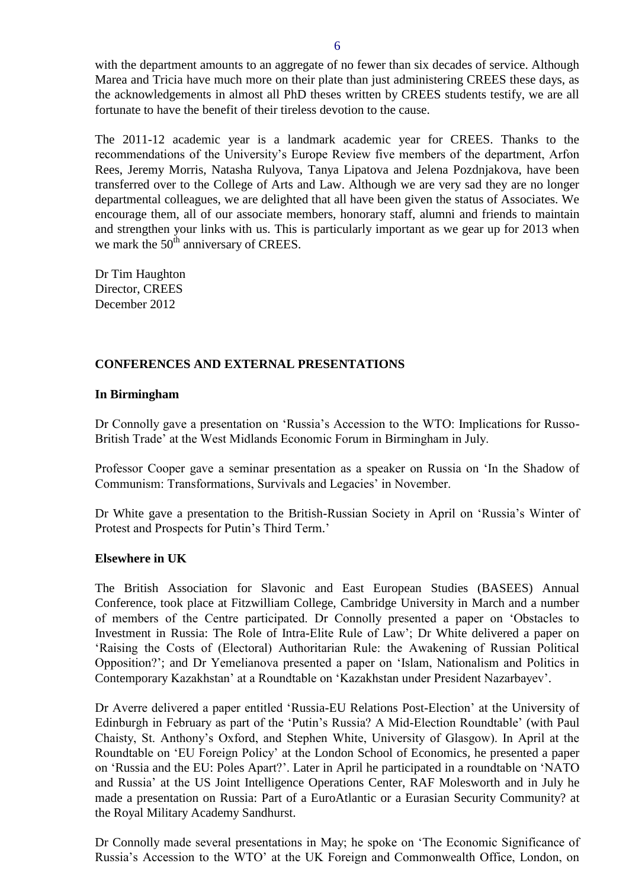with the department amounts to an aggregate of no fewer than six decades of service. Although Marea and Tricia have much more on their plate than just administering CREES these days, as the acknowledgements in almost all PhD theses written by CREES students testify, we are all fortunate to have the benefit of their tireless devotion to the cause.

The 2011-12 academic year is a landmark academic year for CREES. Thanks to the recommendations of the University's Europe Review five members of the department, Arfon Rees, Jeremy Morris, Natasha Rulyova, Tanya Lipatova and Jelena Pozdnjakova, have been transferred over to the College of Arts and Law. Although we are very sad they are no longer departmental colleagues, we are delighted that all have been given the status of Associates. We encourage them, all of our associate members, honorary staff, alumni and friends to maintain and strengthen your links with us. This is particularly important as we gear up for 2013 when we mark the 50th anniversary of CREES.

Dr Tim Haughton
Director, CREES
December 2012

## CONFERENCES AND EXTERNAL PRESENTATIONS

### In Birmingham

Dr Connolly gave a presentation on 'Russia's Accession to the WTO: Implications for Russo-British Trade' at the West Midlands Economic Forum in Birmingham in July.

Professor Cooper gave a seminar presentation as a speaker on Russia on 'In the Shadow of Communism: Transformations, Survivals and Legacies' in November.

Dr White gave a presentation to the British-Russian Society in April on 'Russia's Winter of Protest and Prospects for Putin's Third Term.'

### Elsewhere in UK

The British Association for Slavonic and East European Studies (BASEES) Annual Conference, took place at Fitzwilliam College, Cambridge University in March and a number of members of the Centre participated. Dr Connolly presented a paper on 'Obstacles to Investment in Russia: The Role of Intra-Elite Rule of Law'; Dr White delivered a paper on 'Raising the Costs of (Electoral) Authoritarian Rule: the Awakening of Russian Political Opposition?'; and Dr Yemelianova presented a paper on 'Islam, Nationalism and Politics in Contemporary Kazakhstan' at a Roundtable on 'Kazakhstan under President Nazarbayev'.

Dr Averre delivered a paper entitled 'Russia-EU Relations Post-Election' at the University of Edinburgh in February as part of the 'Putin's Russia? A Mid-Election Roundtable' (with Paul Chaisty, St. Anthony's Oxford, and Stephen White, University of Glasgow). In April at the Roundtable on 'EU Foreign Policy' at the London School of Economics, he presented a paper on 'Russia and the EU: Poles Apart?'. Later in April he participated in a roundtable on 'NATO and Russia' at the US Joint Intelligence Operations Center, RAF Molesworth and in July he made a presentation on Russia: Part of a EuroAtlantic or a Eurasian Security Community? at the Royal Military Academy Sandhurst.

Dr Connolly made several presentations in May; he spoke on 'The Economic Significance of Russia's Accession to the WTO' at the UK Foreign and Commonwealth Office, London, on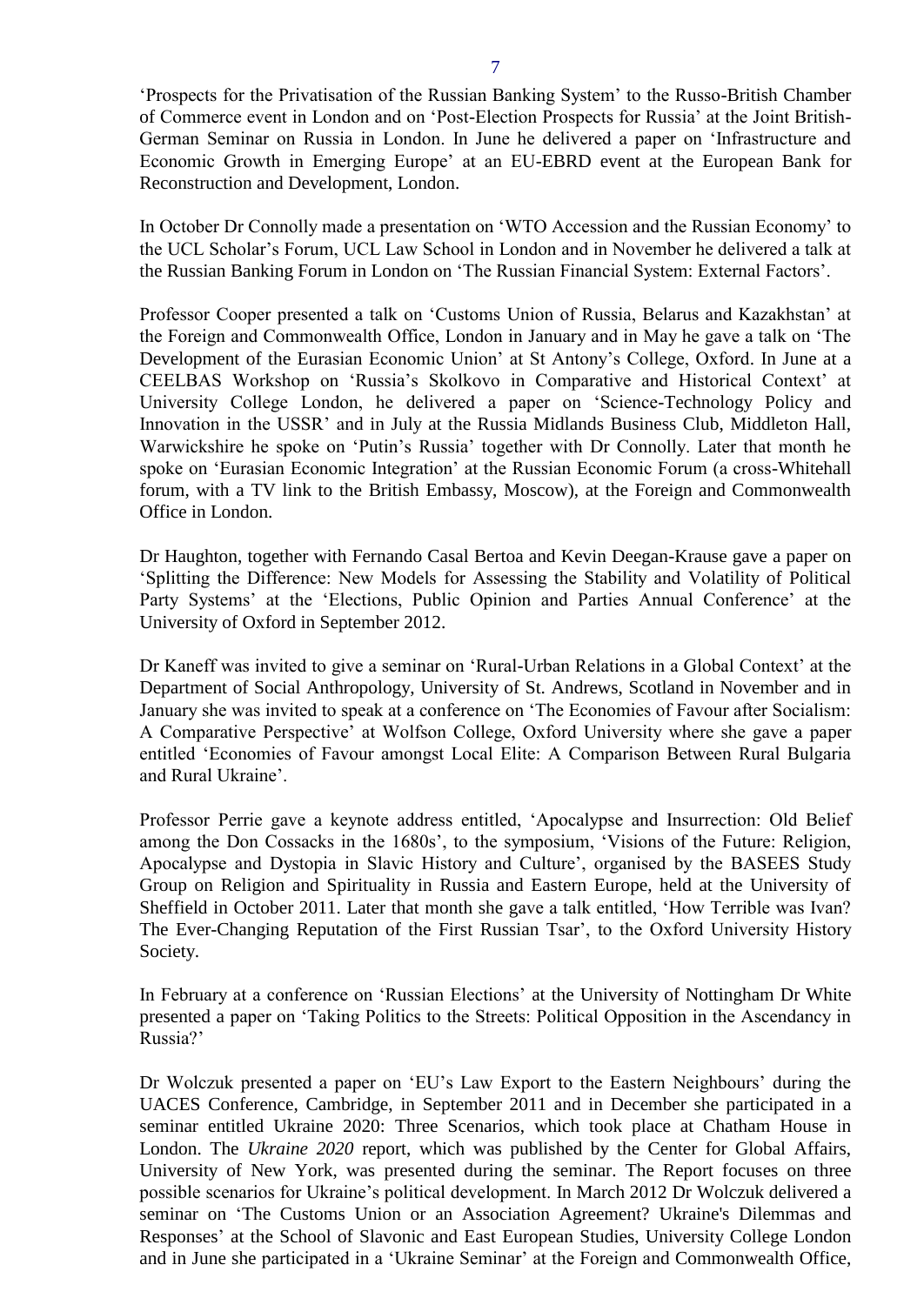'Prospects for the Privatisation of the Russian Banking System' to the Russo-British Chamber of Commerce event in London and on 'Post-Election Prospects for Russia' at the Joint British-German Seminar on Russia in London. In June he delivered a paper on 'Infrastructure and Economic Growth in Emerging Europe' at an EU-EBRD event at the European Bank for Reconstruction and Development, London.

In October Dr Connolly made a presentation on 'WTO Accession and the Russian Economy' to the UCL Scholar's Forum, UCL Law School in London and in November he delivered a talk at the Russian Banking Forum in London on 'The Russian Financial System: External Factors'.

Professor Cooper presented a talk on 'Customs Union of Russia, Belarus and Kazakhstan' at the Foreign and Commonwealth Office, London in January and in May he gave a talk on 'The Development of the Eurasian Economic Union' at St Antony's College, Oxford. In June at a CEELBAS Workshop on 'Russia's Skolkovo in Comparative and Historical Context' at University College London, he delivered a paper on 'Science-Technology Policy and Innovation in the USSR' and in July at the Russia Midlands Business Club, Middleton Hall, Warwickshire he spoke on 'Putin's Russia' together with Dr Connolly. Later that month he spoke on 'Eurasian Economic Integration' at the Russian Economic Forum (a cross-Whitehall forum, with a TV link to the British Embassy, Moscow), at the Foreign and Commonwealth Office in London.

Dr Haughton, together with Fernando Casal Bertoa and Kevin Deegan-Krause gave a paper on 'Splitting the Difference: New Models for Assessing the Stability and Volatility of Political Party Systems' at the 'Elections, Public Opinion and Parties Annual Conference' at the University of Oxford in September 2012.

Dr Kaneff was invited to give a seminar on 'Rural-Urban Relations in a Global Context' at the Department of Social Anthropology, University of St. Andrews, Scotland in November and in January she was invited to speak at a conference on 'The Economies of Favour after Socialism: A Comparative Perspective' at Wolfson College, Oxford University where she gave a paper entitled 'Economies of Favour amongst Local Elite: A Comparison Between Rural Bulgaria and Rural Ukraine'.

Professor Perrie gave a keynote address entitled, 'Apocalypse and Insurrection: Old Belief among the Don Cossacks in the 1680s', to the symposium, 'Visions of the Future: Religion, Apocalypse and Dystopia in Slavic History and Culture', organised by the BASEES Study Group on Religion and Spirituality in Russia and Eastern Europe, held at the University of Sheffield in October 2011. Later that month she gave a talk entitled, 'How Terrible was Ivan? The Ever-Changing Reputation of the First Russian Tsar', to the Oxford University History Society.

In February at a conference on 'Russian Elections' at the University of Nottingham Dr White presented a paper on 'Taking Politics to the Streets: Political Opposition in the Ascendancy in Russia?'

Dr Wolczuk presented a paper on 'EU's Law Export to the Eastern Neighbours' during the UACES Conference, Cambridge, in September 2011 and in December she participated in a seminar entitled Ukraine 2020: Three Scenarios, which took place at Chatham House in London. The *Ukraine 2020* report, which was published by the Center for Global Affairs, University of New York, was presented during the seminar. The Report focuses on three possible scenarios for Ukraine's political development. In March 2012 Dr Wolczuk delivered a seminar on 'The Customs Union or an Association Agreement? Ukraine's Dilemmas and Responses' at the School of Slavonic and East European Studies, University College London and in June she participated in a 'Ukraine Seminar' at the Foreign and Commonwealth Office,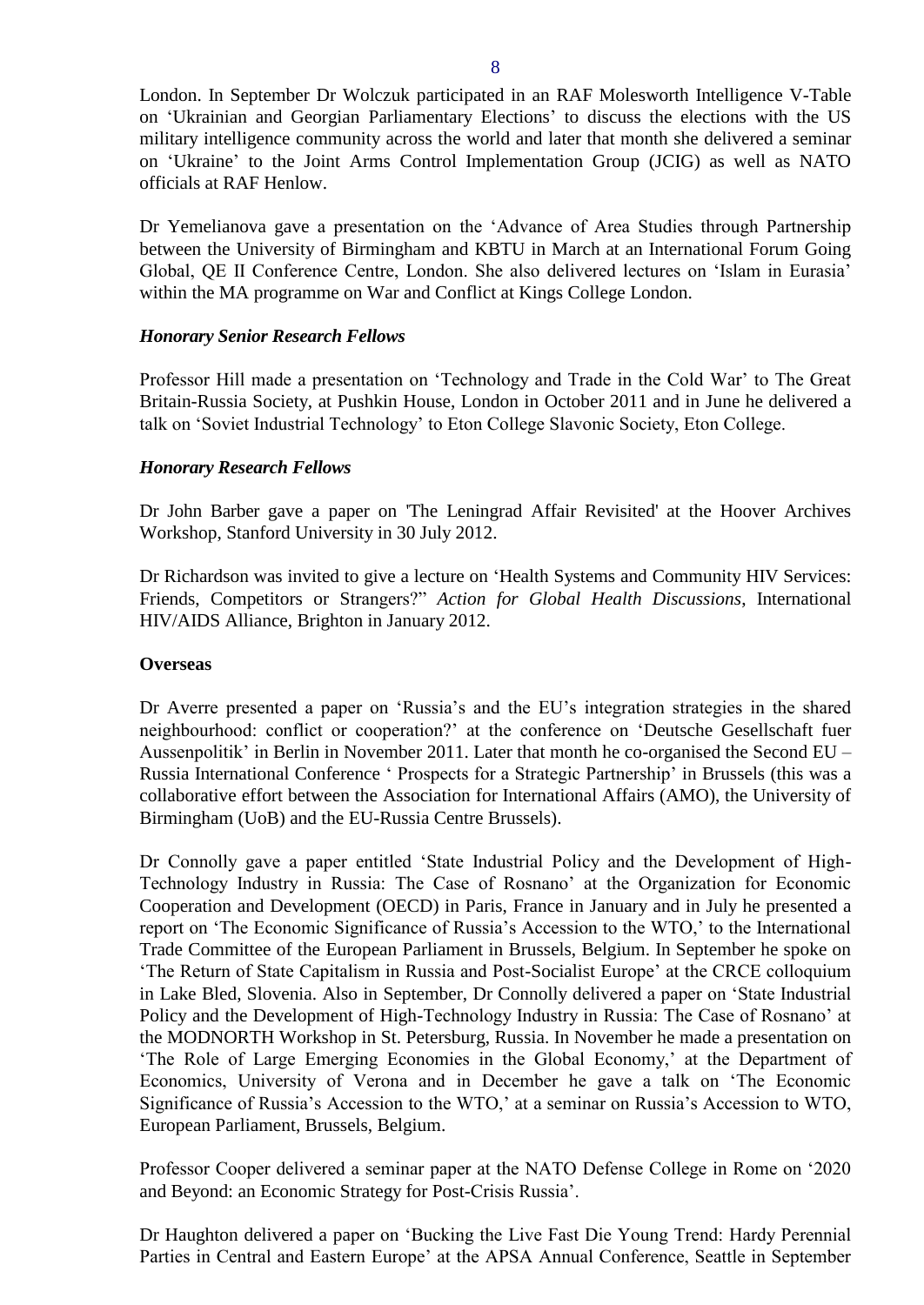London. In September Dr Wolczuk participated in an RAF Molesworth Intelligence V-Table on 'Ukrainian and Georgian Parliamentary Elections' to discuss the elections with the US military intelligence community across the world and later that month she delivered a seminar on 'Ukraine' to the Joint Arms Control Implementation Group (JCIG) as well as NATO officials at RAF Henlow.

Dr Yemelianova gave a presentation on the 'Advance of Area Studies through Partnership between the University of Birmingham and KBTU in March at an International Forum Going Global, QE II Conference Centre, London. She also delivered lectures on 'Islam in Eurasia' within the MA programme on War and Conflict at Kings College London.

***Honorary Senior Research Fellows***

Professor Hill made a presentation on 'Technology and Trade in the Cold War' to The Great Britain-Russia Society, at Pushkin House, London in October 2011 and in June he delivered a talk on 'Soviet Industrial Technology' to Eton College Slavonic Society, Eton College.

***Honorary Research Fellows***

Dr John Barber gave a paper on 'The Leningrad Affair Revisited' at the Hoover Archives Workshop, Stanford University in 30 July 2012.

Dr Richardson was invited to give a lecture on 'Health Systems and Community HIV Services: Friends, Competitors or Strangers?" *Action for Global Health Discussions*, International HIV/AIDS Alliance, Brighton in January 2012.

**Overseas**

Dr Averre presented a paper on 'Russia's and the EU's integration strategies in the shared neighbourhood: conflict or cooperation?' at the conference on 'Deutsche Gesellschaft fuer Aussenpolitik' in Berlin in November 2011. Later that month he co-organised the Second EU – Russia International Conference ' Prospects for a Strategic Partnership' in Brussels (this was a collaborative effort between the Association for International Affairs (AMO), the University of Birmingham (UoB) and the EU-Russia Centre Brussels).

Dr Connolly gave a paper entitled 'State Industrial Policy and the Development of High-Technology Industry in Russia: The Case of Rosnano' at the Organization for Economic Cooperation and Development (OECD) in Paris, France in January and in July he presented a report on 'The Economic Significance of Russia's Accession to the WTO,' to the International Trade Committee of the European Parliament in Brussels, Belgium. In September he spoke on 'The Return of State Capitalism in Russia and Post-Socialist Europe' at the CRCE colloquium in Lake Bled, Slovenia. Also in September, Dr Connolly delivered a paper on 'State Industrial Policy and the Development of High-Technology Industry in Russia: The Case of Rosnano' at the MODNORTH Workshop in St. Petersburg, Russia. In November he made a presentation on 'The Role of Large Emerging Economies in the Global Economy,' at the Department of Economics, University of Verona and in December he gave a talk on 'The Economic Significance of Russia's Accession to the WTO,' at a seminar on Russia's Accession to WTO, European Parliament, Brussels, Belgium.

Professor Cooper delivered a seminar paper at the NATO Defense College in Rome on '2020 and Beyond: an Economic Strategy for Post-Crisis Russia'.

Dr Haughton delivered a paper on 'Bucking the Live Fast Die Young Trend: Hardy Perennial Parties in Central and Eastern Europe' at the APSA Annual Conference, Seattle in September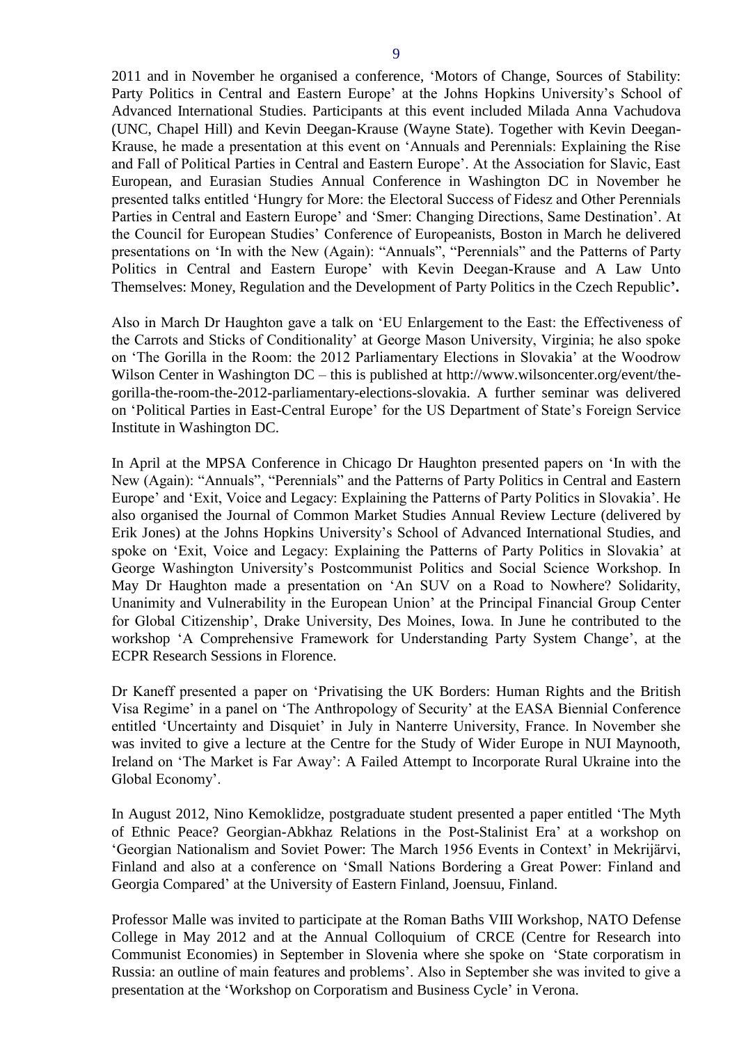2011 and in November he organised a conference, 'Motors of Change, Sources of Stability: Party Politics in Central and Eastern Europe' at the Johns Hopkins University's School of Advanced International Studies. Participants at this event included Milada Anna Vachudova (UNC, Chapel Hill) and Kevin Deegan-Krause (Wayne State). Together with Kevin Deegan-Krause, he made a presentation at this event on 'Annuals and Perennials: Explaining the Rise and Fall of Political Parties in Central and Eastern Europe'. At the Association for Slavic, East European, and Eurasian Studies Annual Conference in Washington DC in November he presented talks entitled 'Hungry for More: the Electoral Success of Fidesz and Other Perennials Parties in Central and Eastern Europe' and 'Smer: Changing Directions, Same Destination'. At the Council for European Studies' Conference of Europeanists, Boston in March he delivered presentations on 'In with the New (Again): "Annuals", "Perennials" and the Patterns of Party Politics in Central and Eastern Europe' with Kevin Deegan-Krause and A Law Unto Themselves: Money, Regulation and the Development of Party Politics in the Czech Republic**'.**

Also in March Dr Haughton gave a talk on 'EU Enlargement to the East: the Effectiveness of the Carrots and Sticks of Conditionality' at George Mason University, Virginia; he also spoke on 'The Gorilla in the Room: the 2012 Parliamentary Elections in Slovakia' at the Woodrow Wilson Center in Washington DC – this is published at http://www.wilsoncenter.org/event/the-gorilla-the-room-the-2012-parliamentary-elections-slovakia. A further seminar was delivered on 'Political Parties in East-Central Europe' for the US Department of State's Foreign Service Institute in Washington DC.

In April at the MPSA Conference in Chicago Dr Haughton presented papers on 'In with the New (Again): "Annuals", "Perennials" and the Patterns of Party Politics in Central and Eastern Europe' and 'Exit, Voice and Legacy: Explaining the Patterns of Party Politics in Slovakia'. He also organised the Journal of Common Market Studies Annual Review Lecture (delivered by Erik Jones) at the Johns Hopkins University's School of Advanced International Studies, and spoke on 'Exit, Voice and Legacy: Explaining the Patterns of Party Politics in Slovakia' at George Washington University's Postcommunist Politics and Social Science Workshop. In May Dr Haughton made a presentation on 'An SUV on a Road to Nowhere? Solidarity, Unanimity and Vulnerability in the European Union' at the Principal Financial Group Center for Global Citizenship', Drake University, Des Moines, Iowa. In June he contributed to the workshop 'A Comprehensive Framework for Understanding Party System Change', at the ECPR Research Sessions in Florence.

Dr Kaneff presented a paper on 'Privatising the UK Borders: Human Rights and the British Visa Regime' in a panel on 'The Anthropology of Security' at the EASA Biennial Conference entitled 'Uncertainty and Disquiet' in July in Nanterre University, France. In November she was invited to give a lecture at the Centre for the Study of Wider Europe in NUI Maynooth, Ireland on 'The Market is Far Away': A Failed Attempt to Incorporate Rural Ukraine into the Global Economy'.

In August 2012, Nino Kemoklidze, postgraduate student presented a paper entitled 'The Myth of Ethnic Peace? Georgian-Abkhaz Relations in the Post-Stalinist Era' at a workshop on 'Georgian Nationalism and Soviet Power: The March 1956 Events in Context' in Mekrijärvi, Finland and also at a conference on 'Small Nations Bordering a Great Power: Finland and Georgia Compared' at the University of Eastern Finland, Joensuu, Finland.

Professor Malle was invited to participate at the Roman Baths VIII Workshop, NATO Defense College in May 2012 and at the Annual Colloquium of CRCE (Centre for Research into Communist Economies) in September in Slovenia where she spoke on 'State corporatism in Russia: an outline of main features and problems'. Also in September she was invited to give a presentation at the 'Workshop on Corporatism and Business Cycle' in Verona.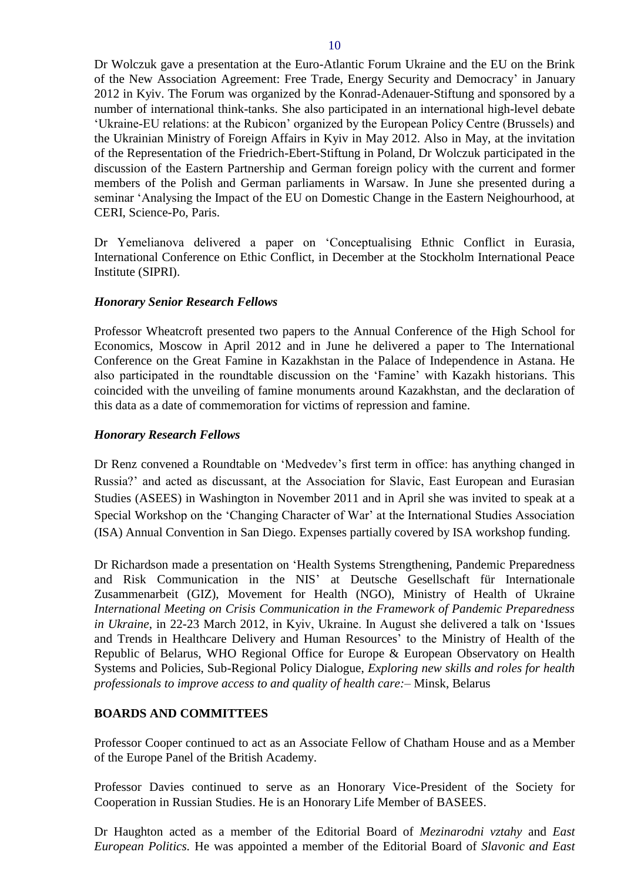Dr Wolczuk gave a presentation at the Euro-Atlantic Forum Ukraine and the EU on the Brink of the New Association Agreement: Free Trade, Energy Security and Democracy' in January 2012 in Kyiv. The Forum was organized by the Konrad-Adenauer-Stiftung and sponsored by a number of international think-tanks. She also participated in an international high-level debate 'Ukraine-EU relations: at the Rubicon' organized by the European Policy Centre (Brussels) and the Ukrainian Ministry of Foreign Affairs in Kyiv in May 2012. Also in May, at the invitation of the Representation of the Friedrich-Ebert-Stiftung in Poland, Dr Wolczuk participated in the discussion of the Eastern Partnership and German foreign policy with the current and former members of the Polish and German parliaments in Warsaw. In June she presented during a seminar 'Analysing the Impact of the EU on Domestic Change in the Eastern Neighbourhood, at CERI, Science-Po, Paris.

Dr Yemelianova delivered a paper on 'Conceptualising Ethnic Conflict in Eurasia, International Conference on Ethic Conflict, in December at the Stockholm International Peace Institute (SIPRI).

### *Honorary Senior Research Fellows*

Professor Wheatcroft presented two papers to the Annual Conference of the High School for Economics, Moscow in April 2012 and in June he delivered a paper to The International Conference on the Great Famine in Kazakhstan in the Palace of Independence in Astana. He also participated in the roundtable discussion on the 'Famine' with Kazakh historians. This coincided with the unveiling of famine monuments around Kazakhstan, and the declaration of this data as a date of commemoration for victims of repression and famine.

### *Honorary Research Fellows*

Dr Renz convened a Roundtable on 'Medvedev's first term in office: has anything changed in Russia?' and acted as discussant, at the Association for Slavic, East European and Eurasian Studies (ASEES) in Washington in November 2011 and in April she was invited to speak at a Special Workshop on the 'Changing Character of War' at the International Studies Association (ISA) Annual Convention in San Diego. Expenses partially covered by ISA workshop funding.

Dr Richardson made a presentation on 'Health Systems Strengthening, Pandemic Preparedness and Risk Communication in the NIS' at Deutsche Gesellschaft für Internationale Zusammenarbeit (GIZ), Movement for Health (NGO), Ministry of Health of Ukraine *International Meeting on Crisis Communication in the Framework of Pandemic Preparedness in Ukraine*, in 22-23 March 2012, in Kyiv, Ukraine. In August she delivered a talk on 'Issues and Trends in Healthcare Delivery and Human Resources' to the Ministry of Health of the Republic of Belarus, WHO Regional Office for Europe & European Observatory on Health Systems and Policies, Sub-Regional Policy Dialogue, *Exploring new skills and roles for health professionals to improve access to and quality of health care:*– Minsk, Belarus

## BOARDS AND COMMITTEES

Professor Cooper continued to act as an Associate Fellow of Chatham House and as a Member of the Europe Panel of the British Academy.

Professor Davies continued to serve as an Honorary Vice-President of the Society for Cooperation in Russian Studies. He is an Honorary Life Member of BASEES.

Dr Haughton acted as a member of the Editorial Board of *Mezinarodni vztahy* and *East European Politics.* He was appointed a member of the Editorial Board of *Slavonic and East*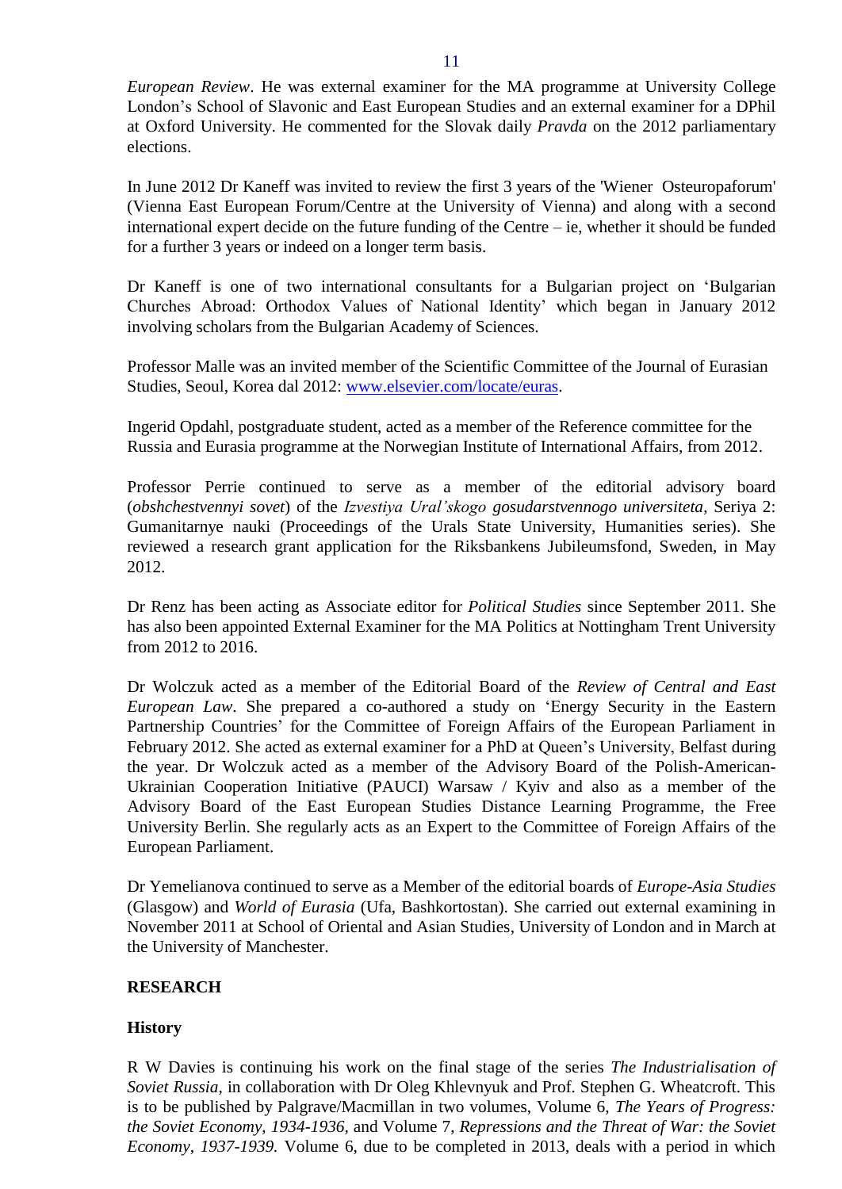*European Review*. He was external examiner for the MA programme at University College London's School of Slavonic and East European Studies and an external examiner for a DPhil at Oxford University. He commented for the Slovak daily *Pravda* on the 2012 parliamentary elections.

In June 2012 Dr Kaneff was invited to review the first 3 years of the 'Wiener Osteuropaforum' (Vienna East European Forum/Centre at the University of Vienna) and along with a second international expert decide on the future funding of the Centre – ie, whether it should be funded for a further 3 years or indeed on a longer term basis.

Dr Kaneff is one of two international consultants for a Bulgarian project on 'Bulgarian Churches Abroad: Orthodox Values of National Identity' which began in January 2012 involving scholars from the Bulgarian Academy of Sciences.

Professor Malle was an invited member of the Scientific Committee of the Journal of Eurasian Studies, Seoul, Korea dal 2012: www.elsevier.com/locate/euras.

Ingerid Opdahl, postgraduate student, acted as a member of the Reference committee for the Russia and Eurasia programme at the Norwegian Institute of International Affairs, from 2012.

Professor Perrie continued to serve as a member of the editorial advisory board (*obshchestvennyi sovet*) of the *Izvestiya Ural'skogo gosudarstvennogo universiteta*, Seriya 2: Gumanitarnye nauki (Proceedings of the Urals State University, Humanities series). She reviewed a research grant application for the Riksbankens Jubileumsfond, Sweden, in May 2012.

Dr Renz has been acting as Associate editor for *Political Studies* since September 2011. She has also been appointed External Examiner for the MA Politics at Nottingham Trent University from 2012 to 2016.

Dr Wolczuk acted as a member of the Editorial Board of the *Review of Central and East European Law*. She prepared a co-authored a study on 'Energy Security in the Eastern Partnership Countries' for the Committee of Foreign Affairs of the European Parliament in February 2012. She acted as external examiner for a PhD at Queen's University, Belfast during the year. Dr Wolczuk acted as a member of the Advisory Board of the Polish-American-Ukrainian Cooperation Initiative (PAUCI) Warsaw / Kyiv and also as a member of the Advisory Board of the East European Studies Distance Learning Programme, the Free University Berlin. She regularly acts as an Expert to the Committee of Foreign Affairs of the European Parliament.

Dr Yemelianova continued to serve as a Member of the editorial boards of *Europe-Asia Studies* (Glasgow) and *World of Eurasia* (Ufa, Bashkortostan). She carried out external examining in November 2011 at School of Oriental and Asian Studies, University of London and in March at the University of Manchester.

## RESEARCH

### History

R W Davies is continuing his work on the final stage of the series *The Industrialisation of Soviet Russia*, in collaboration with Dr Oleg Khlevnyuk and Prof. Stephen G. Wheatcroft. This is to be published by Palgrave/Macmillan in two volumes, Volume 6, *The Years of Progress: the Soviet Economy, 1934-1936*, and Volume 7, *Repressions and the Threat of War: the Soviet Economy, 1937-1939.* Volume 6, due to be completed in 2013, deals with a period in which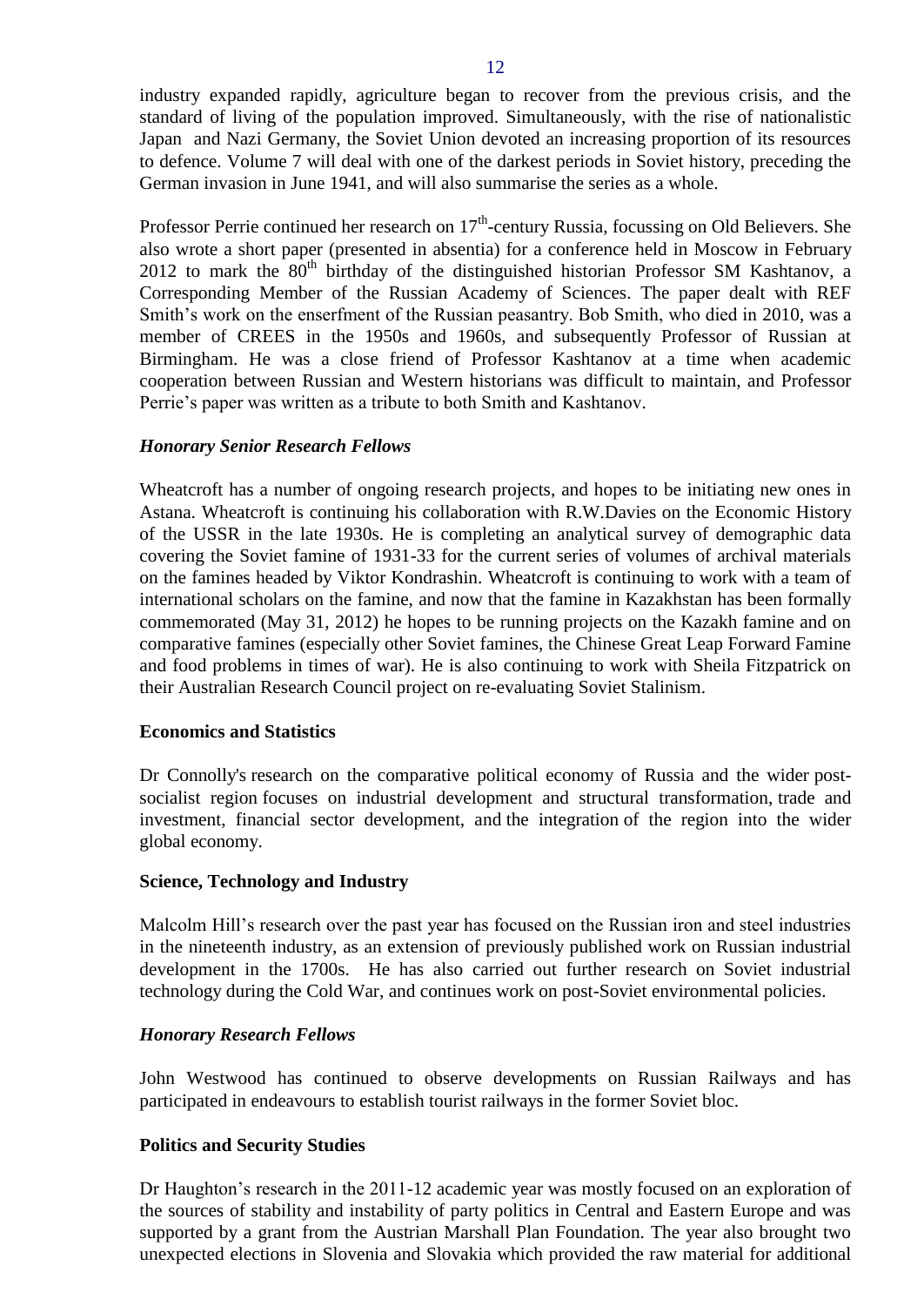industry expanded rapidly, agriculture began to recover from the previous crisis, and the standard of living of the population improved. Simultaneously, with the rise of nationalistic Japan and Nazi Germany, the Soviet Union devoted an increasing proportion of its resources to defence. Volume 7 will deal with one of the darkest periods in Soviet history, preceding the German invasion in June 1941, and will also summarise the series as a whole.

Professor Perrie continued her research on 17th-century Russia, focussing on Old Believers. She also wrote a short paper (presented in absentia) for a conference held in Moscow in February 2012 to mark the 80th birthday of the distinguished historian Professor SM Kashtanov, a Corresponding Member of the Russian Academy of Sciences. The paper dealt with REF Smith's work on the enserfment of the Russian peasantry. Bob Smith, who died in 2010, was a member of CREES in the 1950s and 1960s, and subsequently Professor of Russian at Birmingham. He was a close friend of Professor Kashtanov at a time when academic cooperation between Russian and Western historians was difficult to maintain, and Professor Perrie's paper was written as a tribute to both Smith and Kashtanov.

***Honorary Senior Research Fellows***

Wheatcroft has a number of ongoing research projects, and hopes to be initiating new ones in Astana. Wheatcroft is continuing his collaboration with R.W.Davies on the Economic History of the USSR in the late 1930s. He is completing an analytical survey of demographic data covering the Soviet famine of 1931-33 for the current series of volumes of archival materials on the famines headed by Viktor Kondrashin. Wheatcroft is continuing to work with a team of international scholars on the famine, and now that the famine in Kazakhstan has been formally commemorated (May 31, 2012) he hopes to be running projects on the Kazakh famine and on comparative famines (especially other Soviet famines, the Chinese Great Leap Forward Famine and food problems in times of war). He is also continuing to work with Sheila Fitzpatrick on their Australian Research Council project on re-evaluating Soviet Stalinism.

**Economics and Statistics**

Dr Connolly's research on the comparative political economy of Russia and the wider post-socialist region focuses on industrial development and structural transformation, trade and investment, financial sector development, and the integration of the region into the wider global economy.

**Science, Technology and Industry**

Malcolm Hill's research over the past year has focused on the Russian iron and steel industries in the nineteenth industry, as an extension of previously published work on Russian industrial development in the 1700s. He has also carried out further research on Soviet industrial technology during the Cold War, and continues work on post-Soviet environmental policies.

***Honorary Research Fellows***

John Westwood has continued to observe developments on Russian Railways and has participated in endeavours to establish tourist railways in the former Soviet bloc.

**Politics and Security Studies**

Dr Haughton's research in the 2011-12 academic year was mostly focused on an exploration of the sources of stability and instability of party politics in Central and Eastern Europe and was supported by a grant from the Austrian Marshall Plan Foundation. The year also brought two unexpected elections in Slovenia and Slovakia which provided the raw material for additional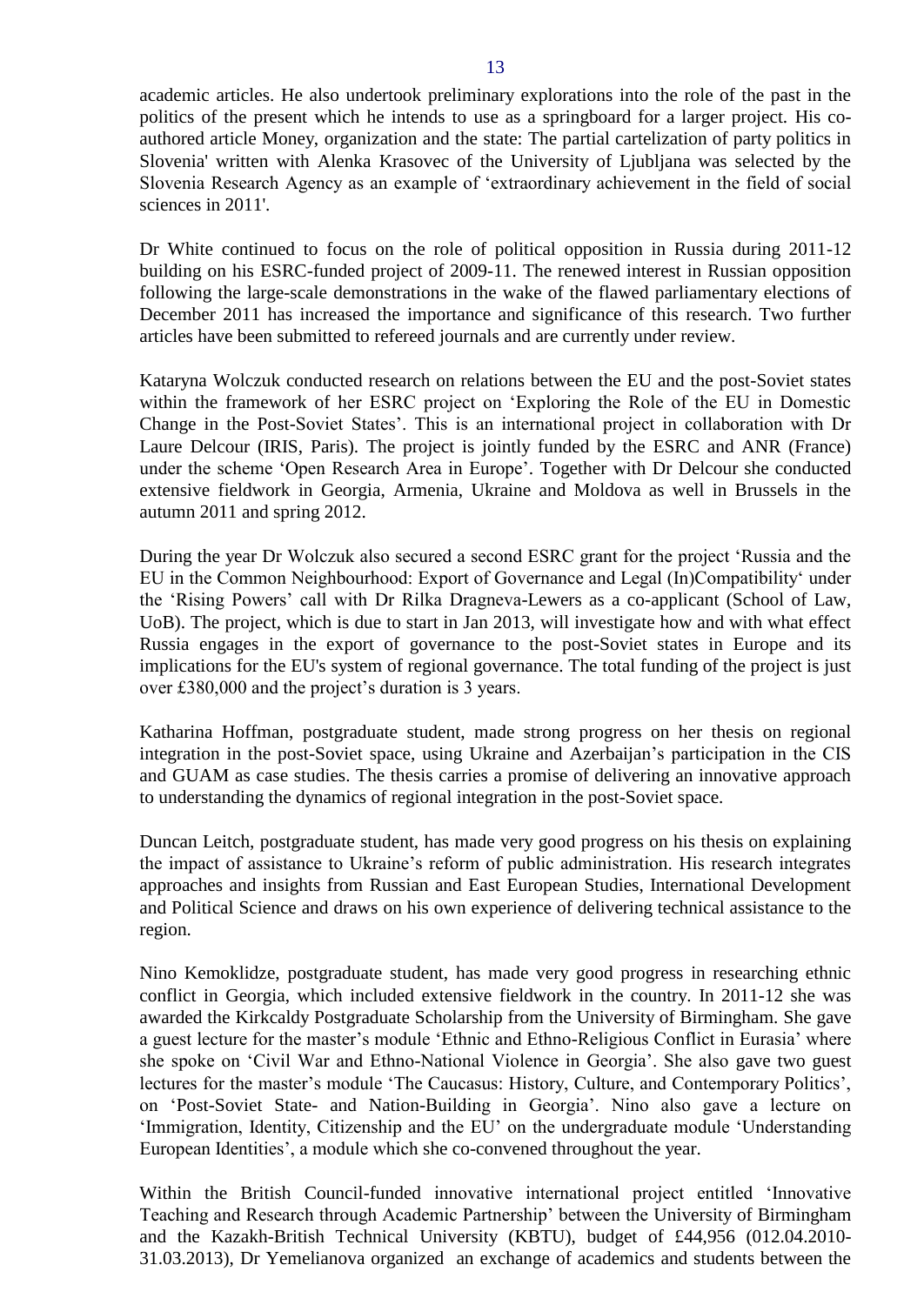academic articles. He also undertook preliminary explorations into the role of the past in the politics of the present which he intends to use as a springboard for a larger project. His co-authored article Money, organization and the state: The partial cartelization of party politics in Slovenia' written with Alenka Krasovec of the University of Ljubljana was selected by the Slovenia Research Agency as an example of 'extraordinary achievement in the field of social sciences in 2011'.

Dr White continued to focus on the role of political opposition in Russia during 2011-12 building on his ESRC-funded project of 2009-11. The renewed interest in Russian opposition following the large-scale demonstrations in the wake of the flawed parliamentary elections of December 2011 has increased the importance and significance of this research. Two further articles have been submitted to refereed journals and are currently under review.

Kataryna Wolczuk conducted research on relations between the EU and the post-Soviet states within the framework of her ESRC project on 'Exploring the Role of the EU in Domestic Change in the Post-Soviet States'. This is an international project in collaboration with Dr Laure Delcour (IRIS, Paris). The project is jointly funded by the ESRC and ANR (France) under the scheme 'Open Research Area in Europe'. Together with Dr Delcour she conducted extensive fieldwork in Georgia, Armenia, Ukraine and Moldova as well in Brussels in the autumn 2011 and spring 2012.

During the year Dr Wolczuk also secured a second ESRC grant for the project 'Russia and the EU in the Common Neighbourhood: Export of Governance and Legal (In)Compatibility' under the 'Rising Powers' call with Dr Rilka Dragneva-Lewers as a co-applicant (School of Law, UoB). The project, which is due to start in Jan 2013, will investigate how and with what effect Russia engages in the export of governance to the post-Soviet states in Europe and its implications for the EU's system of regional governance. The total funding of the project is just over £380,000 and the project's duration is 3 years.

Katharina Hoffman, postgraduate student, made strong progress on her thesis on regional integration in the post-Soviet space, using Ukraine and Azerbaijan's participation in the CIS and GUAM as case studies. The thesis carries a promise of delivering an innovative approach to understanding the dynamics of regional integration in the post-Soviet space.

Duncan Leitch, postgraduate student, has made very good progress on his thesis on explaining the impact of assistance to Ukraine's reform of public administration. His research integrates approaches and insights from Russian and East European Studies, International Development and Political Science and draws on his own experience of delivering technical assistance to the region.

Nino Kemoklidze, postgraduate student, has made very good progress in researching ethnic conflict in Georgia, which included extensive fieldwork in the country. In 2011-12 she was awarded the Kirkcaldy Postgraduate Scholarship from the University of Birmingham. She gave a guest lecture for the master's module 'Ethnic and Ethno-Religious Conflict in Eurasia' where she spoke on 'Civil War and Ethno-National Violence in Georgia'. She also gave two guest lectures for the master's module 'The Caucasus: History, Culture, and Contemporary Politics', on 'Post-Soviet State- and Nation-Building in Georgia'. Nino also gave a lecture on 'Immigration, Identity, Citizenship and the EU' on the undergraduate module 'Understanding European Identities', a module which she co-convened throughout the year.

Within the British Council-funded innovative international project entitled 'Innovative Teaching and Research through Academic Partnership' between the University of Birmingham and the Kazakh-British Technical University (KBTU), budget of £44,956 (012.04.2010-31.03.2013), Dr Yemelianova organized an exchange of academics and students between the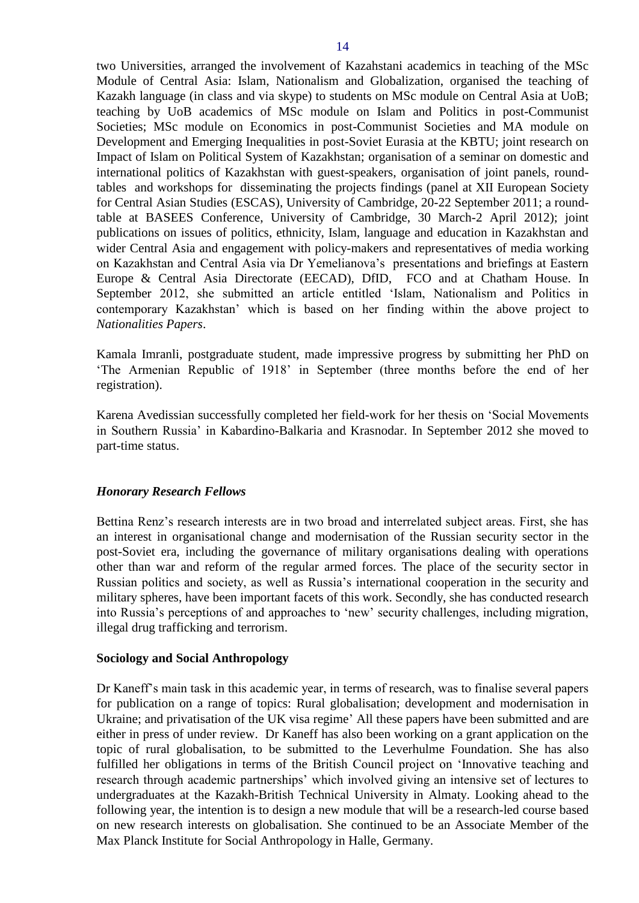two Universities, arranged the involvement of Kazahstani academics in teaching of the MSc Module of Central Asia: Islam, Nationalism and Globalization, organised the teaching of Kazakh language (in class and via skype) to students on MSc module on Central Asia at UoB; teaching by UoB academics of MSc module on Islam and Politics in post-Communist Societies; MSc module on Economics in post-Communist Societies and MA module on Development and Emerging Inequalities in post-Soviet Eurasia at the KBTU; joint research on Impact of Islam on Political System of Kazakhstan; organisation of a seminar on domestic and international politics of Kazakhstan with guest-speakers, organisation of joint panels, round-tables and workshops for disseminating the projects findings (panel at XII European Society for Central Asian Studies (ESCAS), University of Cambridge, 20-22 September 2011; a round-table at BASEES Conference, University of Cambridge, 30 March-2 April 2012); joint publications on issues of politics, ethnicity, Islam, language and education in Kazakhstan and wider Central Asia and engagement with policy-makers and representatives of media working on Kazakhstan and Central Asia via Dr Yemelianova's presentations and briefings at Eastern Europe & Central Asia Directorate (EECAD), DfID, FCO and at Chatham House. In September 2012, she submitted an article entitled 'Islam, Nationalism and Politics in contemporary Kazakhstan' which is based on her finding within the above project to *Nationalities Papers*.

Kamala Imranli, postgraduate student, made impressive progress by submitting her PhD on 'The Armenian Republic of 1918' in September (three months before the end of her registration).

Karena Avedissian successfully completed her field-work for her thesis on 'Social Movements in Southern Russia' in Kabardino-Balkaria and Krasnodar. In September 2012 she moved to part-time status.

### *Honorary Research Fellows*

Bettina Renz's research interests are in two broad and interrelated subject areas. First, she has an interest in organisational change and modernisation of the Russian security sector in the post-Soviet era, including the governance of military organisations dealing with operations other than war and reform of the regular armed forces. The place of the security sector in Russian politics and society, as well as Russia's international cooperation in the security and military spheres, have been important facets of this work. Secondly, she has conducted research into Russia's perceptions of and approaches to 'new' security challenges, including migration, illegal drug trafficking and terrorism.

### **Sociology and Social Anthropology**

Dr Kaneff's main task in this academic year, in terms of research, was to finalise several papers for publication on a range of topics: Rural globalisation; development and modernisation in Ukraine; and privatisation of the UK visa regime' All these papers have been submitted and are either in press of under review. Dr Kaneff has also been working on a grant application on the topic of rural globalisation, to be submitted to the Leverhulme Foundation. She has also fulfilled her obligations in terms of the British Council project on 'Innovative teaching and research through academic partnerships' which involved giving an intensive set of lectures to undergraduates at the Kazakh-British Technical University in Almaty. Looking ahead to the following year, the intention is to design a new module that will be a research-led course based on new research interests on globalisation. She continued to be an Associate Member of the Max Planck Institute for Social Anthropology in Halle, Germany.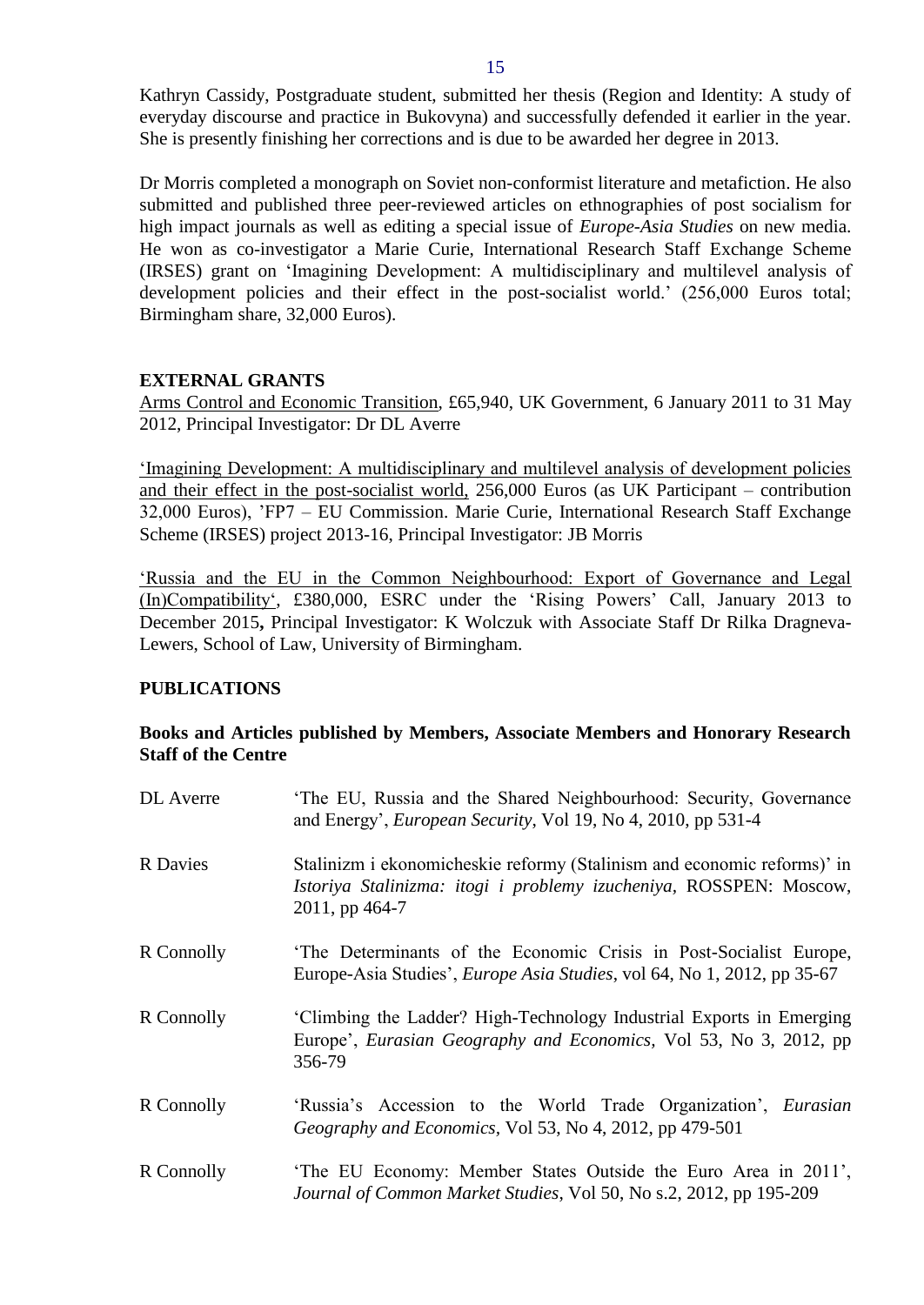Kathryn Cassidy, Postgraduate student, submitted her thesis (Region and Identity: A study of everyday discourse and practice in Bukovyna) and successfully defended it earlier in the year. She is presently finishing her corrections and is due to be awarded her degree in 2013.

Dr Morris completed a monograph on Soviet non-conformist literature and metafiction. He also submitted and published three peer-reviewed articles on ethnographies of post socialism for high impact journals as well as editing a special issue of *Europe-Asia Studies* on new media. He won as co-investigator a Marie Curie, International Research Staff Exchange Scheme (IRSES) grant on 'Imagining Development: A multidisciplinary and multilevel analysis of development policies and their effect in the post-socialist world.' (256,000 Euros total; Birmingham share, 32,000 Euros).

## EXTERNAL GRANTS

Arms Control and Economic Transition, £65,940, UK Government, 6 January 2011 to 31 May 2012, Principal Investigator: Dr DL Averre

'Imagining Development: A multidisciplinary and multilevel analysis of development policies and their effect in the post-socialist world, 256,000 Euros (as UK Participant – contribution 32,000 Euros), 'FP7 – EU Commission. Marie Curie, International Research Staff Exchange Scheme (IRSES) project 2013-16, Principal Investigator: JB Morris

'Russia and the EU in the Common Neighbourhood: Export of Governance and Legal (In)Compatibility', £380,000, ESRC under the 'Rising Powers' Call, January 2013 to December 2015**,** Principal Investigator: K Wolczuk with Associate Staff Dr Rilka Dragneva-Lewers, School of Law, University of Birmingham.

## PUBLICATIONS

### Books and Articles published by Members, Associate Members and Honorary Research Staff of the Centre

| | |
|---|---|
| DL Averre | 'The EU, Russia and the Shared Neighbourhood: Security, Governance and Energy', *European Security*, Vol 19, No 4, 2010, pp 531-4 |
| R Davies | Stalinizm i ekonomicheskie reformy (Stalinism and economic reforms)' in *Istoriya Stalinizma: itogi i problemy izucheniya,* ROSSPEN: Moscow, 2011, pp 464-7 |
| R Connolly | 'The Determinants of the Economic Crisis in Post-Socialist Europe, Europe-Asia Studies', *Europe Asia Studies*, vol 64, No 1, 2012, pp 35-67 |
| R Connolly | 'Climbing the Ladder? High-Technology Industrial Exports in Emerging Europe', *Eurasian Geography and Economics*, Vol 53, No 3, 2012, pp 356-79 |
| R Connolly | 'Russia's Accession to the World Trade Organization', *Eurasian Geography and Economics*, Vol 53, No 4, 2012, pp 479-501 |
| R Connolly | 'The EU Economy: Member States Outside the Euro Area in 2011', *Journal of Common Market Studies*, Vol 50, No s.2, 2012, pp 195-209 |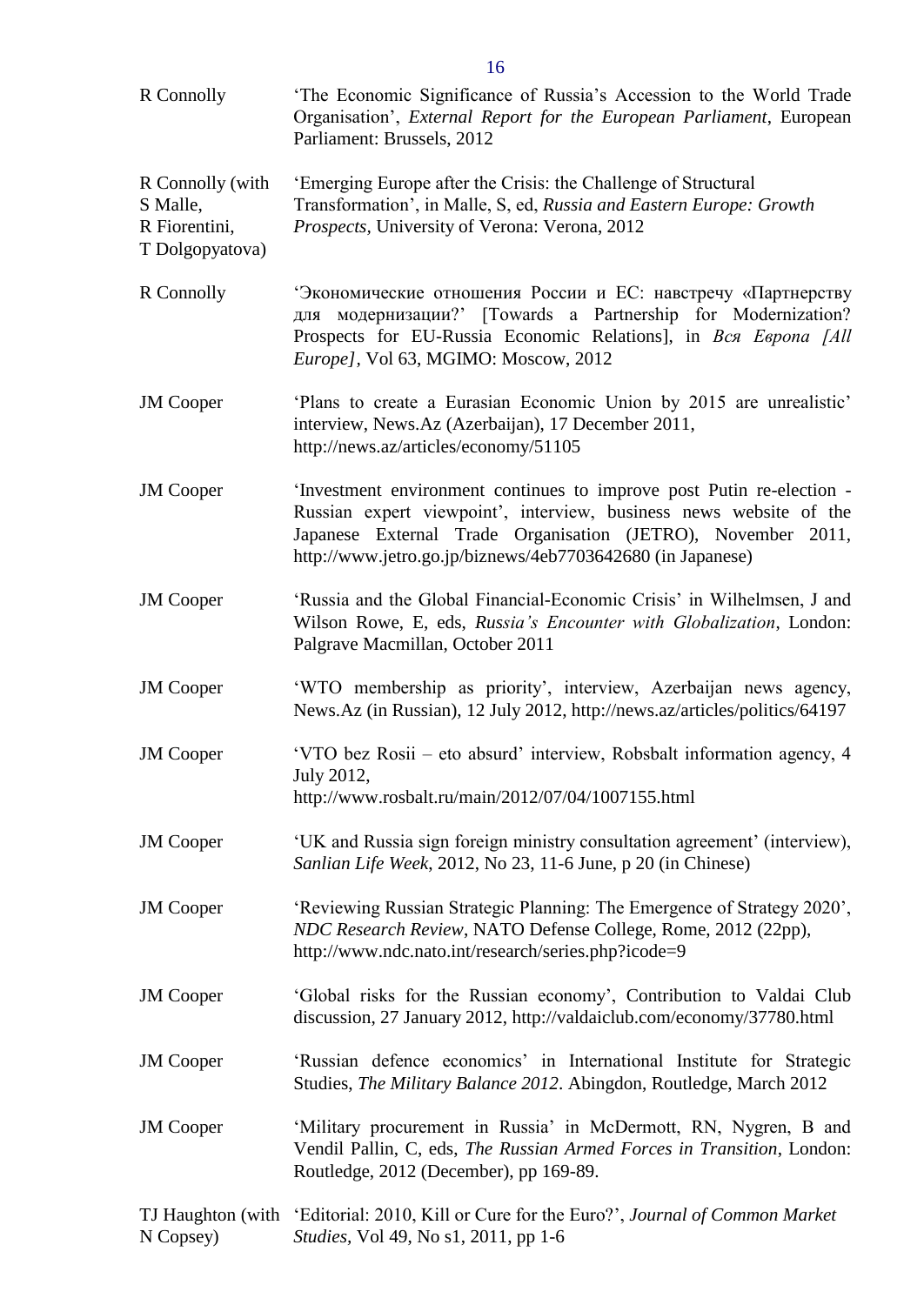| | |
|---|---|
| R Connolly | 'The Economic Significance of Russia's Accession to the World Trade Organisation', *External Report for the European Parliament*, European Parliament: Brussels, 2012 |
| R Connolly (with S Malle, R Fiorentini, T Dolgopyatova) | 'Emerging Europe after the Crisis: the Challenge of Structural Transformation', in Malle, S, ed, *Russia and Eastern Europe: Growth Prospects*, University of Verona: Verona, 2012 |
| R Connolly | 'Экономические отношения России и ЕС: навстречу «Партнерству для модернизации?' [Towards a Partnership for Modernization? Prospects for EU-Russia Economic Relations], in *Вся Европа [All Europe]*, Vol 63, MGIMO: Moscow, 2012 |
| JM Cooper | 'Plans to create a Eurasian Economic Union by 2015 are unrealistic' interview, News.Az (Azerbaijan), 17 December 2011, http://news.az/articles/economy/51105 |
| JM Cooper | 'Investment environment continues to improve post Putin re-election - Russian expert viewpoint', interview, business news website of the Japanese External Trade Organisation (JETRO), November 2011, http://www.jetro.go.jp/biznews/4eb7703642680 (in Japanese) |
| JM Cooper | 'Russia and the Global Financial-Economic Crisis' in Wilhelmsen, J and Wilson Rowe, E, eds, *Russia's Encounter with Globalization*, London: Palgrave Macmillan, October 2011 |
| JM Cooper | 'WTO membership as priority', interview, Azerbaijan news agency, News.Az (in Russian), 12 July 2012, http://news.az/articles/politics/64197 |
| JM Cooper | 'VTO bez Rosii – eto absurd' interview, Robsbalt information agency, 4 July 2012, http://www.rosbalt.ru/main/2012/07/04/1007155.html |
| JM Cooper | 'UK and Russia sign foreign ministry consultation agreement' (interview), *Sanlian Life Week*, 2012, No 23, 11-6 June, p 20 (in Chinese) |
| JM Cooper | 'Reviewing Russian Strategic Planning: The Emergence of Strategy 2020', *NDC Research Review*, NATO Defense College, Rome, 2012 (22pp), http://www.ndc.nato.int/research/series.php?icode=9 |
| JM Cooper | 'Global risks for the Russian economy', Contribution to Valdai Club discussion, 27 January 2012, http://valdaiclub.com/economy/37780.html |
| JM Cooper | 'Russian defence economics' in International Institute for Strategic Studies, *The Military Balance 2012*. Abingdon, Routledge, March 2012 |
| JM Cooper | 'Military procurement in Russia' in McDermott, RN, Nygren, B and Vendil Pallin, C, eds, *The Russian Armed Forces in Transition*, London: Routledge, 2012 (December), pp 169-89. |
| TJ Haughton (with N Copsey) | 'Editorial: 2010, Kill or Cure for the Euro?', *Journal of Common Market Studies*, Vol 49, No s1, 2011, pp 1-6 |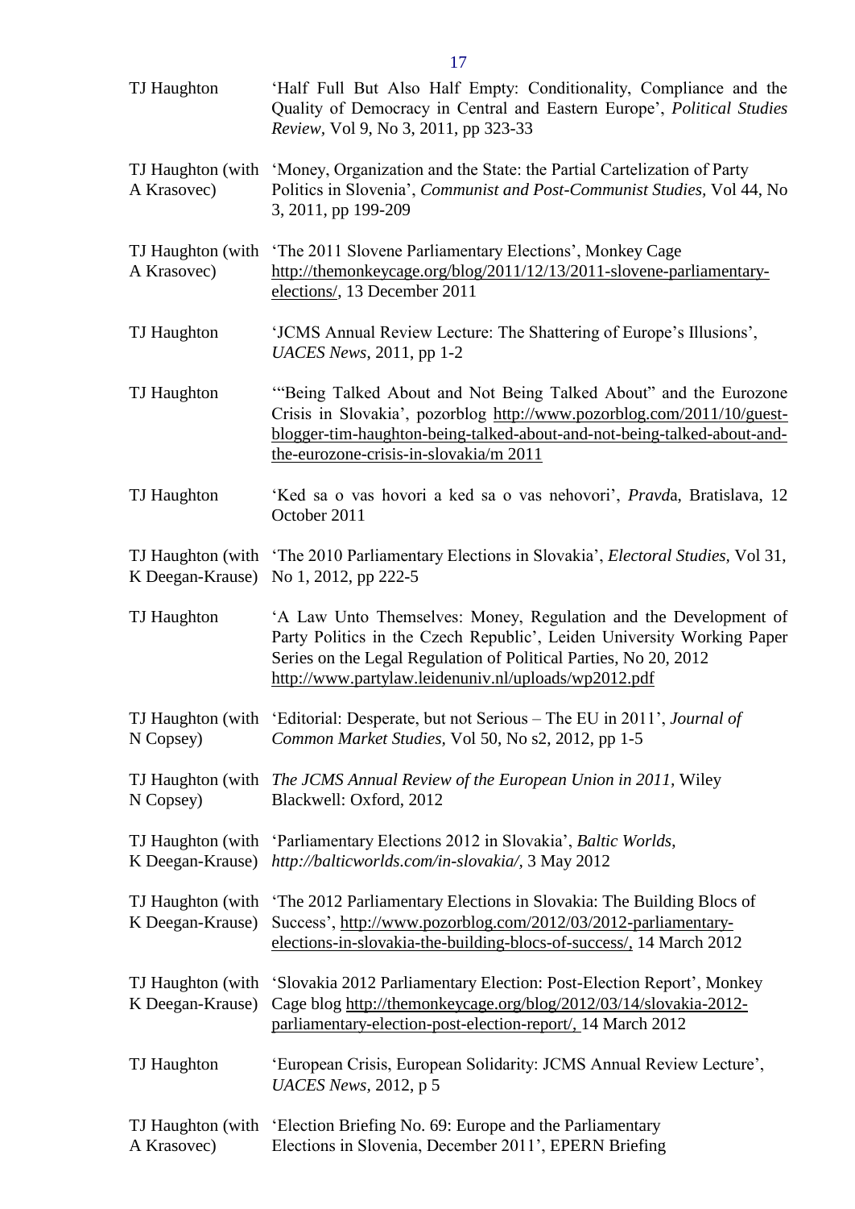| | |
|---|---|
| TJ Haughton | 'Half Full But Also Half Empty: Conditionality, Compliance and the Quality of Democracy in Central and Eastern Europe', *Political Studies Review*, Vol 9, No 3, 2011, pp 323-33 |
| TJ Haughton (with A Krasovec) | 'Money, Organization and the State: the Partial Cartelization of Party Politics in Slovenia', *Communist and Post-Communist Studies*, Vol 44, No 3, 2011, pp 199-209 |
| TJ Haughton (with A Krasovec) | 'The 2011 Slovene Parliamentary Elections', Monkey Cage http://themonkeycage.org/blog/2011/12/13/2011-slovene-parliamentary-elections/, 13 December 2011 |
| TJ Haughton | 'JCMS Annual Review Lecture: The Shattering of Europe's Illusions', *UACES News*, 2011, pp 1-2 |
| TJ Haughton | '"Being Talked About and Not Being Talked About" and the Eurozone Crisis in Slovakia', pozorblog http://www.pozorblog.com/2011/10/guest-blogger-tim-haughton-being-talked-about-and-not-being-talked-about-and-the-eurozone-crisis-in-slovakia/m 2011 |
| TJ Haughton | 'Ked sa o vas hovori a ked sa o vas nehovori', *Pravd*a, Bratislava, 12 October 2011 |
| TJ Haughton (with K Deegan-Krause) | 'The 2010 Parliamentary Elections in Slovakia', *Electoral Studies*, Vol 31, No 1, 2012, pp 222-5 |
| TJ Haughton | 'A Law Unto Themselves: Money, Regulation and the Development of Party Politics in the Czech Republic', Leiden University Working Paper Series on the Legal Regulation of Political Parties, No 20, 2012 http://www.partylaw.leidenuniv.nl/uploads/wp2012.pdf |
| TJ Haughton (with N Copsey) | 'Editorial: Desperate, but not Serious – The EU in 2011', *Journal of Common Market Studies*, Vol 50, No s2, 2012, pp 1-5 |
| TJ Haughton (with N Copsey) | *The JCMS Annual Review of the European Union in 2011*, Wiley Blackwell: Oxford, 2012 |
| TJ Haughton (with K Deegan-Krause) | 'Parliamentary Elections 2012 in Slovakia', *Baltic Worlds*, *http://balticworlds.com/in-slovakia/*, 3 May 2012 |
| TJ Haughton (with K Deegan-Krause) | 'The 2012 Parliamentary Elections in Slovakia: The Building Blocs of Success', http://www.pozorblog.com/2012/03/2012-parliamentary-elections-in-slovakia-the-building-blocs-of-success/, 14 March 2012 |
| TJ Haughton (with K Deegan-Krause) | 'Slovakia 2012 Parliamentary Election: Post-Election Report', Monkey Cage blog http://themonkeycage.org/blog/2012/03/14/slovakia-2012-parliamentary-election-post-election-report/, 14 March 2012 |
| TJ Haughton | 'European Crisis, European Solidarity: JCMS Annual Review Lecture', *UACES News*, 2012, p 5 |
| TJ Haughton (with A Krasovec) | 'Election Briefing No. 69: Europe and the Parliamentary Elections in Slovenia, December 2011', EPERN Briefing |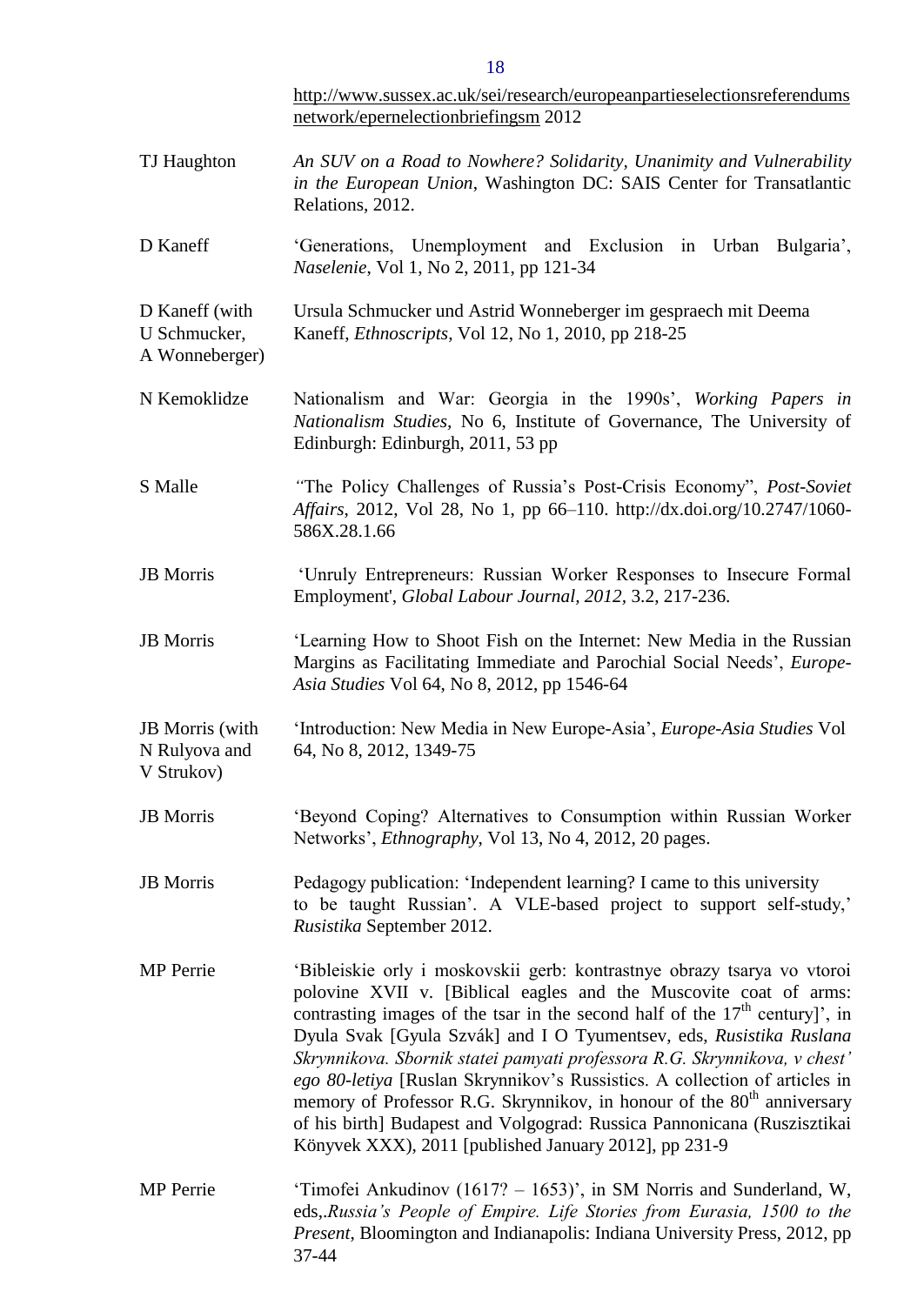http://www.sussex.ac.uk/sei/research/europeanpartieselectionsreferendumsnetwork/epernelectionbriefingsm 2012

| | |
|---|---|
| TJ Haughton | *An SUV on a Road to Nowhere? Solidarity, Unanimity and Vulnerability in the European Union*, Washington DC: SAIS Center for Transatlantic Relations, 2012. |
| D Kaneff | 'Generations, Unemployment and Exclusion in Urban Bulgaria', *Naselenie*, Vol 1, No 2, 2011, pp 121-34 |
| D Kaneff (with U Schmucker, A Wonneberger) | Ursula Schmucker und Astrid Wonneberger im gespraech mit Deema Kaneff, *Ethnoscripts*, Vol 12, No 1, 2010, pp 218-25 |
| N Kemoklidze | Nationalism and War: Georgia in the 1990s', *Working Papers in Nationalism Studies*, No 6, Institute of Governance, The University of Edinburgh: Edinburgh, 2011, 53 pp |
| S Malle | "The Policy Challenges of Russia's Post-Crisis Economy", *Post-Soviet Affairs*, 2012, Vol 28, No 1, pp 66–110. http://dx.doi.org/10.2747/1060-586X.28.1.66 |
| JB Morris | 'Unruly Entrepreneurs: Russian Worker Responses to Insecure Formal Employment', *Global Labour Journal, 2012*, 3.2, 217-236. |
| JB Morris | 'Learning How to Shoot Fish on the Internet: New Media in the Russian Margins as Facilitating Immediate and Parochial Social Needs', *Europe-Asia Studies* Vol 64, No 8, 2012, pp 1546-64 |
| JB Morris (with N Rulyova and V Strukov) | 'Introduction: New Media in New Europe-Asia', *Europe-Asia Studies* Vol 64, No 8, 2012, 1349-75 |
| JB Morris | 'Beyond Coping? Alternatives to Consumption within Russian Worker Networks', *Ethnography*, Vol 13, No 4, 2012, 20 pages. |
| JB Morris | Pedagogy publication: 'Independent learning? I came to this university to be taught Russian'. A VLE-based project to support self-study,' *Rusistika* September 2012. |
| MP Perrie | 'Bibleiskie orly i moskovskii gerb: kontrastnye obrazy tsarya vo vtoroi polovine XVII v. [Biblical eagles and the Muscovite coat of arms: contrasting images of the tsar in the second half of the 17th century]', in Dyula Svak [Gyula Szvák] and I O Tyumentsev, eds, *Rusistika Ruslana Skrynnikova. Sbornik statei pamyati professora R.G. Skrynnikova, v chest' ego 80-letiya* [Ruslan Skrynnikov's Russistics. A collection of articles in memory of Professor R.G. Skrynnikov, in honour of the 80th anniversary of his birth] Budapest and Volgograd: Russica Pannonicana (Ruszisztikai Könyvek XXX), 2011 [published January 2012], pp 231-9 |
| MP Perrie | 'Timofei Ankudinov (1617? – 1653)', in SM Norris and Sunderland, W, eds,.*Russia's People of Empire. Life Stories from Eurasia, 1500 to the Present*, Bloomington and Indianapolis: Indiana University Press, 2012, pp 37-44 |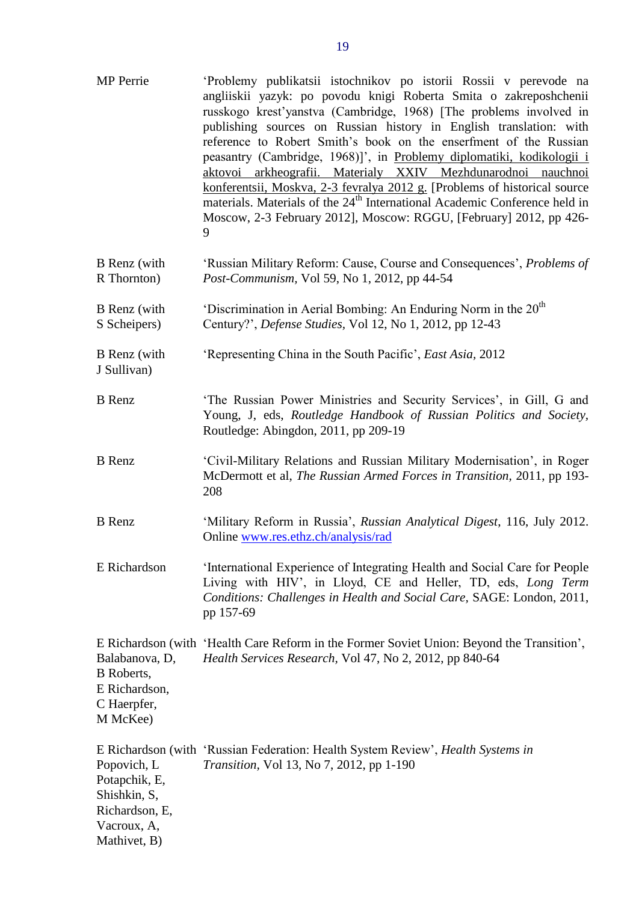| | |
|---|---|
| MP Perrie | 'Problemy publikatsii istochnikov po istorii Rossii v perevode na angliiskii yazyk: po povodu knigi Roberta Smita o zakreposhchenii russkogo krest'yanstva (Cambridge, 1968) [The problems involved in publishing sources on Russian history in English translation: with reference to Robert Smith's book on the enserfment of the Russian peasantry (Cambridge, 1968)]', in Problemy diplomatiki, kodikologii i aktovoi arkheografii. Materialy XXIV Mezhdunarodnoi nauchnoi konferentsii, Moskva, 2-3 fevralya 2012 g. [Problems of historical source materials. Materials of the 24th International Academic Conference held in Moscow, 2-3 February 2012], Moscow: RGGU, [February] 2012, pp 426-9 |
| B Renz (with R Thornton) | 'Russian Military Reform: Cause, Course and Consequences', *Problems of Post-Communism*, Vol 59, No 1, 2012, pp 44-54 |
| B Renz (with S Scheipers) | 'Discrimination in Aerial Bombing: An Enduring Norm in the 20th Century?', *Defense Studies*, Vol 12, No 1, 2012, pp 12-43 |
| B Renz (with J Sullivan) | 'Representing China in the South Pacific', *East Asia*, 2012 |
| B Renz | 'The Russian Power Ministries and Security Services', in Gill, G and Young, J, eds, *Routledge Handbook of Russian Politics and Society*, Routledge: Abingdon, 2011, pp 209-19 |
| B Renz | 'Civil-Military Relations and Russian Military Modernisation', in Roger McDermott et al, *The Russian Armed Forces in Transition*, 2011, pp 193-208 |
| B Renz | 'Military Reform in Russia', *Russian Analytical Digest*, 116, July 2012. Online www.res.ethz.ch/analysis/rad |
| E Richardson | 'International Experience of Integrating Health and Social Care for People Living with HIV', in Lloyd, CE and Heller, TD, eds, *Long Term Conditions: Challenges in Health and Social Care*, SAGE: London, 2011, pp 157-69 |
| E Richardson (with Balabanova, D, B Roberts, E Richardson, C Haerpfer, M McKee) | 'Health Care Reform in the Former Soviet Union: Beyond the Transition', *Health Services Research*, Vol 47, No 2, 2012, pp 840-64 |
| E Richardson (with Popovich, L Potapchik, E, Shishkin, S, Richardson, E, Vacroux, A, Mathivet, B) | 'Russian Federation: Health System Review', *Health Systems in Transition*, Vol 13, No 7, 2012, pp 1-190 |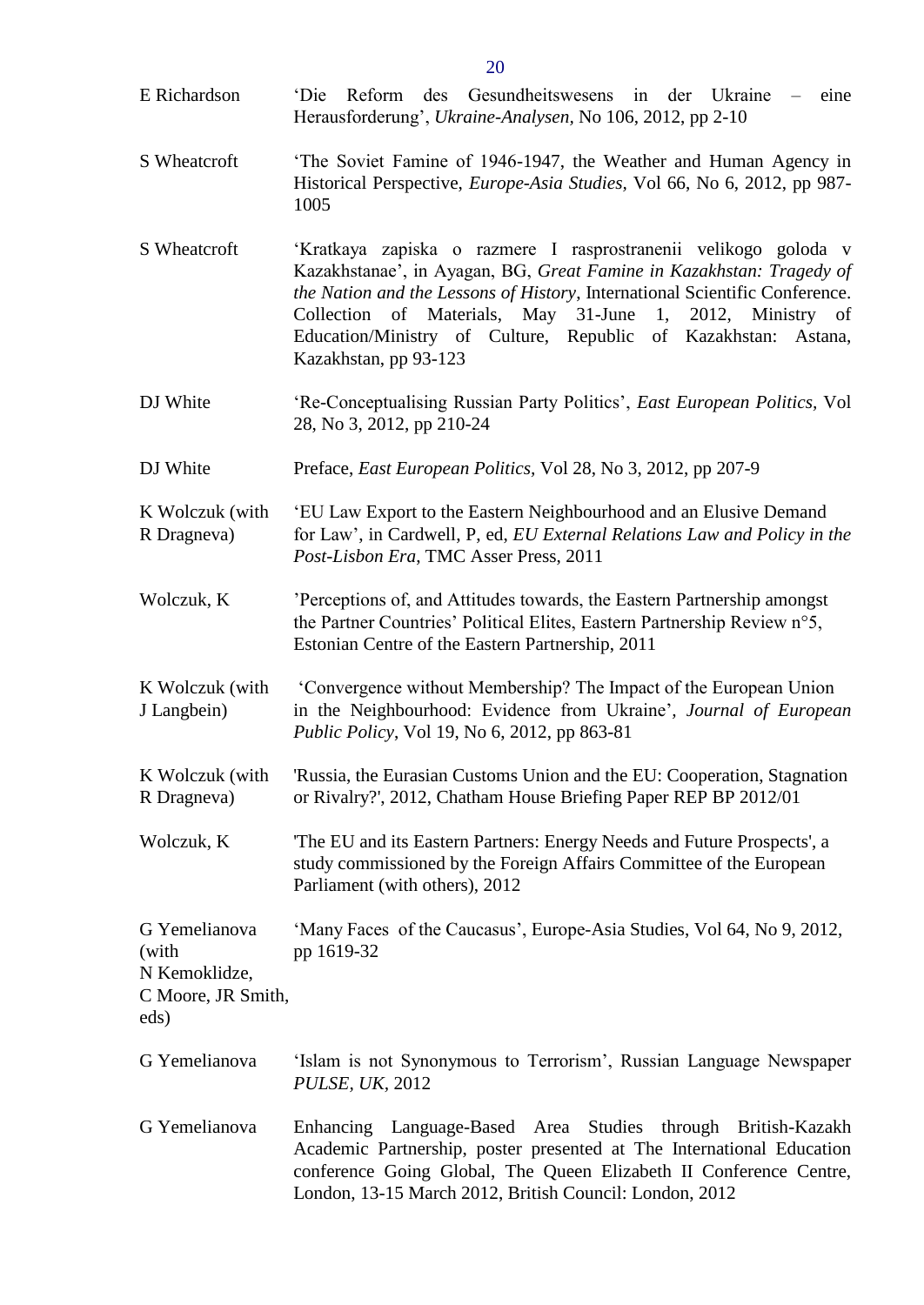| | |
|---|---|
| E Richardson | 'Die Reform des Gesundheitswesens in der Ukraine – eine Herausforderung', *Ukraine-Analysen*, No 106, 2012, pp 2-10 |
| S Wheatcroft | 'The Soviet Famine of 1946-1947, the Weather and Human Agency in Historical Perspective, *Europe-Asia Studies*, Vol 66, No 6, 2012, pp 987-1005 |
| S Wheatcroft | 'Kratkaya zapiska o razmere I rasprostranenii velikogo goloda v Kazakhstanae', in Ayagan, BG, *Great Famine in Kazakhstan: Tragedy of the Nation and the Lessons of History*, International Scientific Conference. Collection of Materials, May 31-June 1, 2012, Ministry of Education/Ministry of Culture, Republic of Kazakhstan: Astana, Kazakhstan, pp 93-123 |
| DJ White | 'Re-Conceptualising Russian Party Politics', *East European Politics*, Vol 28, No 3, 2012, pp 210-24 |
| DJ White | Preface, *East European Politics*, Vol 28, No 3, 2012, pp 207-9 |
| K Wolczuk (with R Dragneva) | 'EU Law Export to the Eastern Neighbourhood and an Elusive Demand for Law', in Cardwell, P, ed, *EU External Relations Law and Policy in the Post-Lisbon Era*, TMC Asser Press, 2011 |
| Wolczuk, K | 'Perceptions of, and Attitudes towards, the Eastern Partnership amongst the Partner Countries' Political Elites, Eastern Partnership Review n°5, Estonian Centre of the Eastern Partnership, 2011 |
| K Wolczuk (with J Langbein) | 'Convergence without Membership? The Impact of the European Union in the Neighbourhood: Evidence from Ukraine', *Journal of European Public Policy*, Vol 19, No 6, 2012, pp 863-81 |
| K Wolczuk (with R Dragneva) | 'Russia, the Eurasian Customs Union and the EU: Cooperation, Stagnation or Rivalry?', 2012, Chatham House Briefing Paper REP BP 2012/01 |
| Wolczuk, K | 'The EU and its Eastern Partners: Energy Needs and Future Prospects', a study commissioned by the Foreign Affairs Committee of the European Parliament (with others), 2012 |
| G Yemelianova (with N Kemoklidze, C Moore, JR Smith, eds) | 'Many Faces of the Caucasus', Europe-Asia Studies, Vol 64, No 9, 2012, pp 1619-32 |
| G Yemelianova | 'Islam is not Synonymous to Terrorism', Russian Language Newspaper *PULSE, UK*, 2012 |
| G Yemelianova | Enhancing Language-Based Area Studies through British-Kazakh Academic Partnership, poster presented at The International Education conference Going Global, The Queen Elizabeth II Conference Centre, London, 13-15 March 2012, British Council: London, 2012 |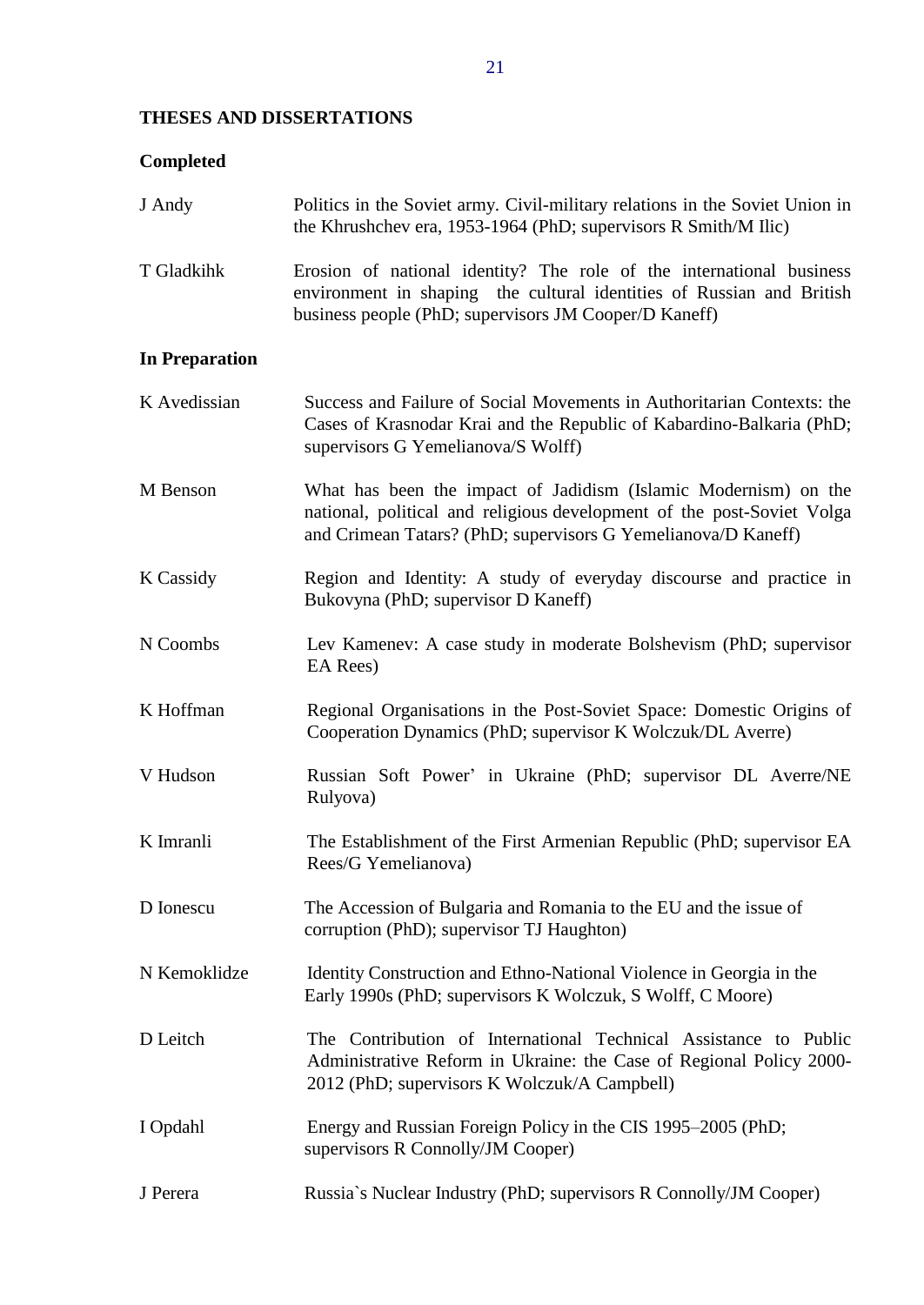## THESES AND DISSERTATIONS

### Completed

**J Andy** Politics in the Soviet army. Civil-military relations in the Soviet Union in the Khrushchev era, 1953-1964 (PhD; supervisors R Smith/M Ilic)

**T Gladkihk** Erosion of national identity? The role of the international business environment in shaping the cultural identities of Russian and British business people (PhD; supervisors JM Cooper/D Kaneff)

### In Preparation

**K Avedissian** Success and Failure of Social Movements in Authoritarian Contexts: the Cases of Krasnodar Krai and the Republic of Kabardino-Balkaria (PhD; supervisors G Yemelianova/S Wolff)

**M Benson** What has been the impact of Jadidism (Islamic Modernism) on the national, political and religious development of the post-Soviet Volga and Crimean Tatars? (PhD; supervisors G Yemelianova/D Kaneff)

**K Cassidy** Region and Identity: A study of everyday discourse and practice in Bukovyna (PhD; supervisor D Kaneff)

**N Coombs** Lev Kamenev: A case study in moderate Bolshevism (PhD; supervisor EA Rees)

**K Hoffman** Regional Organisations in the Post-Soviet Space: Domestic Origins of Cooperation Dynamics (PhD; supervisor K Wolczuk/DL Averre)

**V Hudson** Russian Soft Power' in Ukraine (PhD; supervisor DL Averre/NE Rulyova)

**K Imranli** The Establishment of the First Armenian Republic (PhD; supervisor EA Rees/G Yemelianova)

**D Ionescu** The Accession of Bulgaria and Romania to the EU and the issue of corruption (PhD); supervisor TJ Haughton)

**N Kemoklidze** Identity Construction and Ethno-National Violence in Georgia in the Early 1990s (PhD; supervisors K Wolczuk, S Wolff, C Moore)

**D Leitch** The Contribution of International Technical Assistance to Public Administrative Reform in Ukraine: the Case of Regional Policy 2000-2012 (PhD; supervisors K Wolczuk/A Campbell)

**I Opdahl** Energy and Russian Foreign Policy in the CIS 1995–2005 (PhD; supervisors R Connolly/JM Cooper)

**J Perera** Russia`s Nuclear Industry (PhD; supervisors R Connolly/JM Cooper)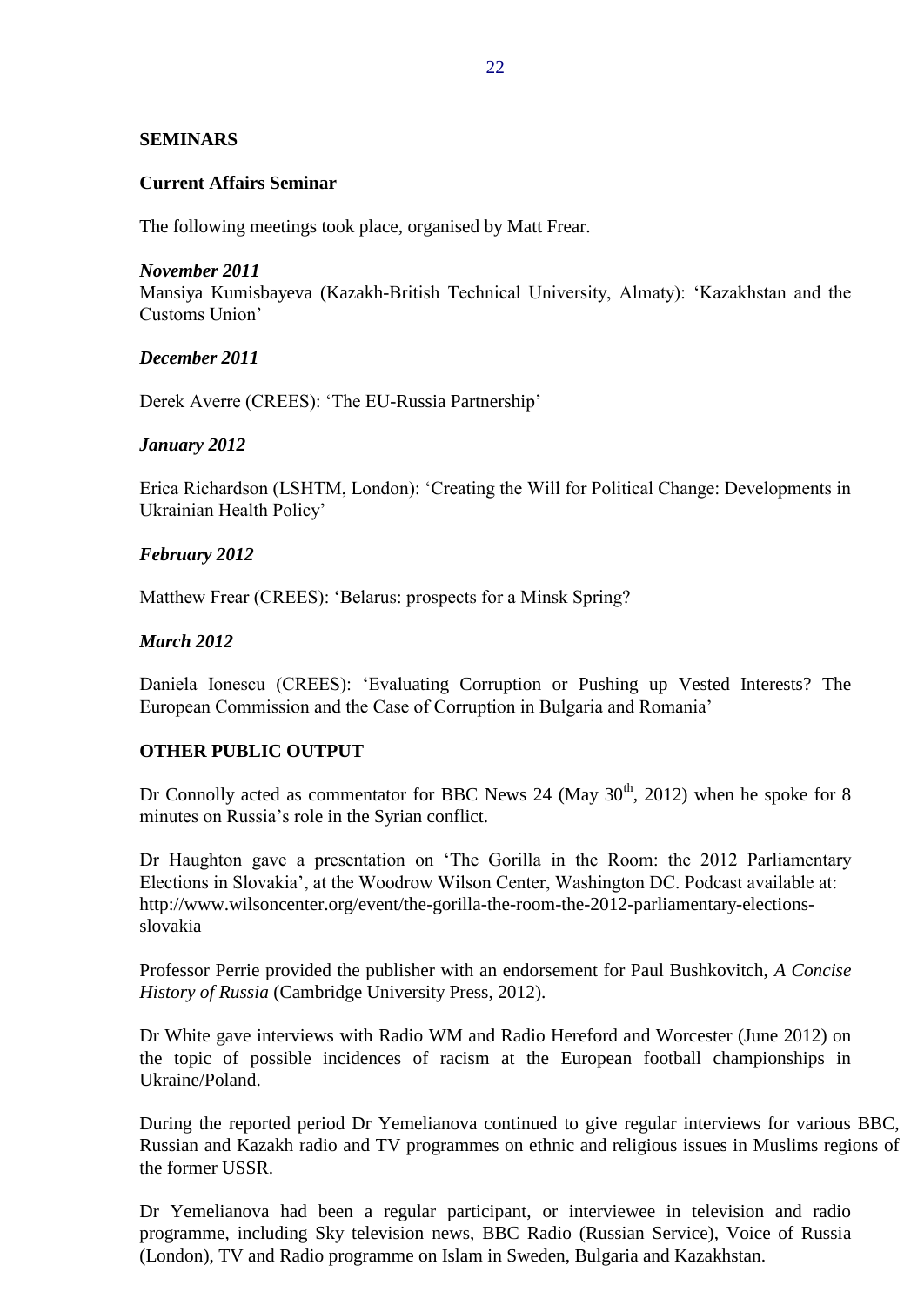## SEMINARS

### Current Affairs Seminar

The following meetings took place, organised by Matt Frear.

***November 2011***

Mansiya Kumisbayeva (Kazakh-British Technical University, Almaty): 'Kazakhstan and the Customs Union'

***December 2011***

Derek Averre (CREES): 'The EU-Russia Partnership'

***January 2012***

Erica Richardson (LSHTM, London): 'Creating the Will for Political Change: Developments in Ukrainian Health Policy'

***February 2012***

Matthew Frear (CREES): 'Belarus: prospects for a Minsk Spring?

***March 2012***

Daniela Ionescu (CREES): 'Evaluating Corruption or Pushing up Vested Interests? The European Commission and the Case of Corruption in Bulgaria and Romania'

## OTHER PUBLIC OUTPUT

Dr Connolly acted as commentator for BBC News 24 (May 30th, 2012) when he spoke for 8 minutes on Russia's role in the Syrian conflict.

Dr Haughton gave a presentation on 'The Gorilla in the Room: the 2012 Parliamentary Elections in Slovakia', at the Woodrow Wilson Center, Washington DC. Podcast available at: http://www.wilsoncenter.org/event/the-gorilla-the-room-the-2012-parliamentary-elections-slovakia

Professor Perrie provided the publisher with an endorsement for Paul Bushkovitch, *A Concise History of Russia* (Cambridge University Press, 2012).

Dr White gave interviews with Radio WM and Radio Hereford and Worcester (June 2012) on the topic of possible incidences of racism at the European football championships in Ukraine/Poland.

During the reported period Dr Yemelianova continued to give regular interviews for various BBC, Russian and Kazakh radio and TV programmes on ethnic and religious issues in Muslims regions of the former USSR.

Dr Yemelianova had been a regular participant, or interviewee in television and radio programme, including Sky television news, BBC Radio (Russian Service), Voice of Russia (London), TV and Radio programme on Islam in Sweden, Bulgaria and Kazakhstan.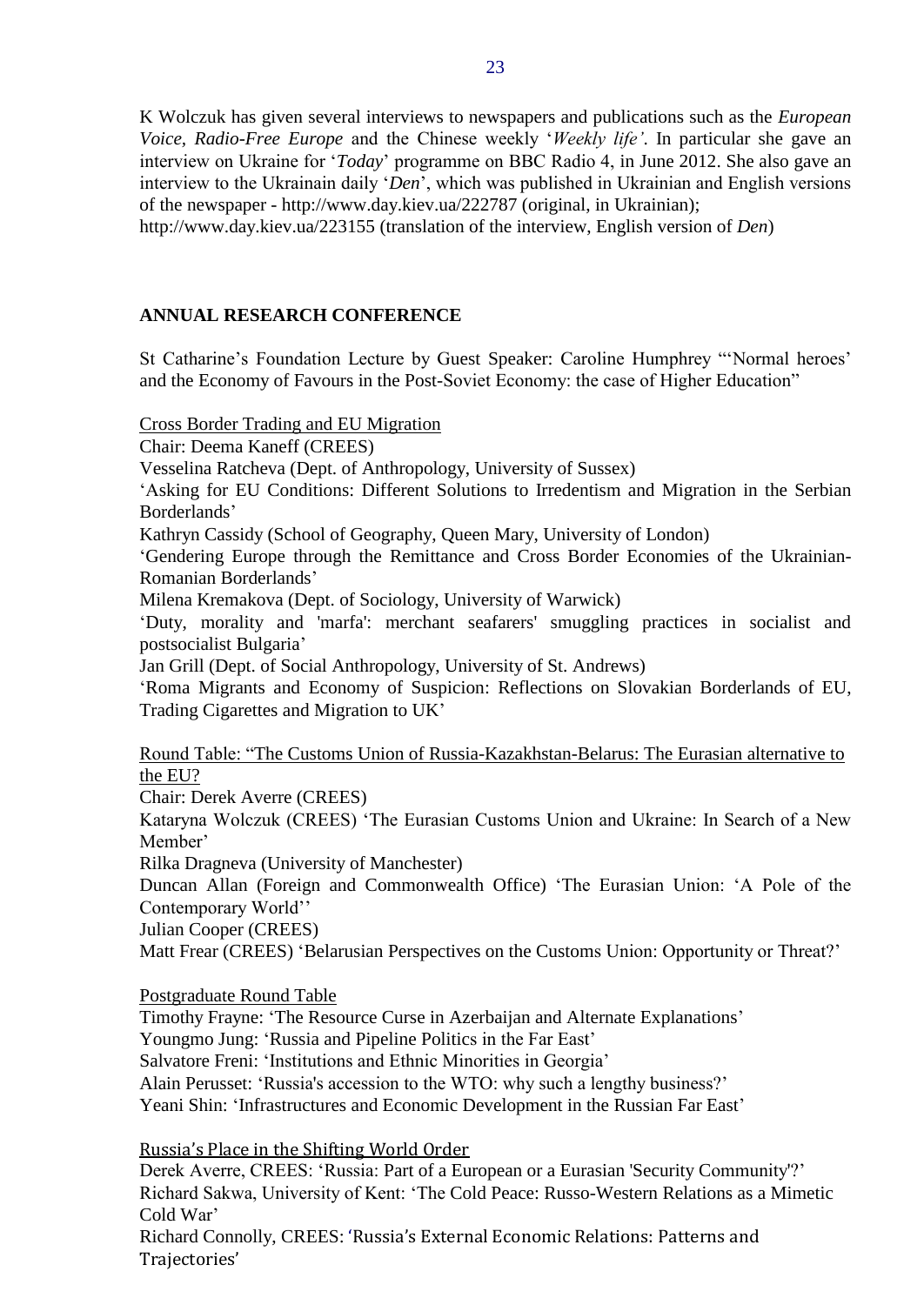K Wolczuk has given several interviews to newspapers and publications such as the *European Voice*, *Radio-Free Europe* and the Chinese weekly '*Weekly life'*. In particular she gave an interview on Ukraine for '*Today*' programme on BBC Radio 4, in June 2012. She also gave an interview to the Ukrainain daily '*Den*', which was published in Ukrainian and English versions of the newspaper - http://www.day.kiev.ua/222787 (original, in Ukrainian); http://www.day.kiev.ua/223155 (translation of the interview, English version of *Den*)

## ANNUAL RESEARCH CONFERENCE

St Catharine's Foundation Lecture by Guest Speaker: Caroline Humphrey "'Normal heroes' and the Economy of Favours in the Post-Soviet Economy: the case of Higher Education"

<u>Cross Border Trading and EU Migration</u>

Chair: Deema Kaneff (CREES)
Vesselina Ratcheva (Dept. of Anthropology, University of Sussex)
'Asking for EU Conditions: Different Solutions to Irredentism and Migration in the Serbian Borderlands'
Kathryn Cassidy (School of Geography, Queen Mary, University of London)
'Gendering Europe through the Remittance and Cross Border Economies of the Ukrainian-Romanian Borderlands'
Milena Kremakova (Dept. of Sociology, University of Warwick)
'Duty, morality and 'marfa': merchant seafarers' smuggling practices in socialist and postsocialist Bulgaria'
Jan Grill (Dept. of Social Anthropology, University of St. Andrews)
'Roma Migrants and Economy of Suspicion: Reflections on Slovakian Borderlands of EU, Trading Cigarettes and Migration to UK'

<u>Round Table: "The Customs Union of Russia-Kazakhstan-Belarus: The Eurasian alternative to the EU?</u>

Chair: Derek Averre (CREES)
Kataryna Wolczuk (CREES) 'The Eurasian Customs Union and Ukraine: In Search of a New Member'
Rilka Dragneva (University of Manchester)
Duncan Allan (Foreign and Commonwealth Office) 'The Eurasian Union: 'A Pole of the Contemporary World''
Julian Cooper (CREES)
Matt Frear (CREES) 'Belarusian Perspectives on the Customs Union: Opportunity or Threat?'

<u>Postgraduate Round Table</u>

Timothy Frayne: 'The Resource Curse in Azerbaijan and Alternate Explanations'
Youngmo Jung: 'Russia and Pipeline Politics in the Far East'
Salvatore Freni: 'Institutions and Ethnic Minorities in Georgia'
Alain Perusset: 'Russia's accession to the WTO: why such a lengthy business?'
Yeani Shin: 'Infrastructures and Economic Development in the Russian Far East'

<u>Russia's Place in the Shifting World Order</u>

Derek Averre, CREES: 'Russia: Part of a European or a Eurasian 'Security Community'?'
Richard Sakwa, University of Kent: 'The Cold Peace: Russo-Western Relations as a Mimetic Cold War'
Richard Connolly, CREES: 'Russia's External Economic Relations: Patterns and Trajectories'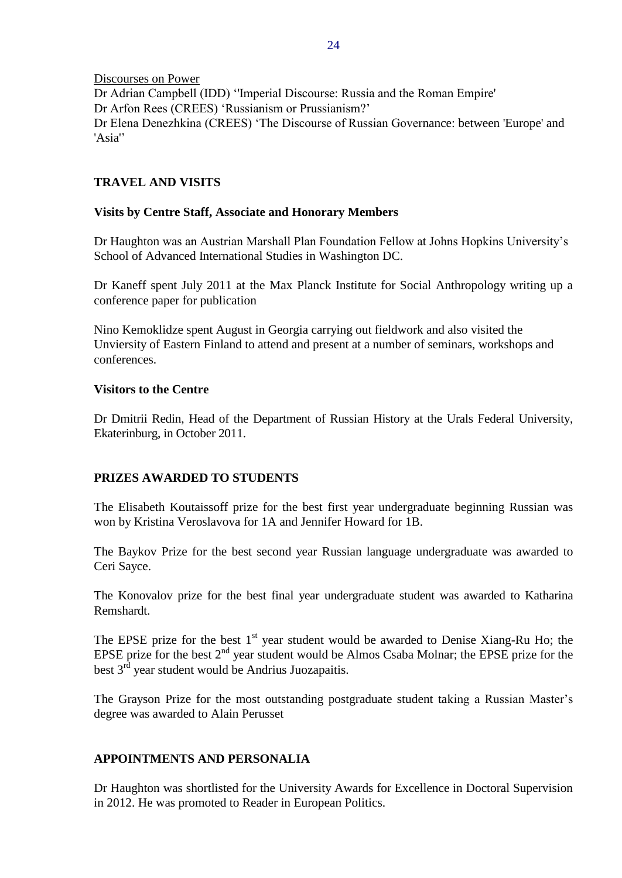Discourses on Power

Dr Adrian Campbell (IDD) ''Imperial Discourse: Russia and the Roman Empire'
Dr Arfon Rees (CREES) 'Russianism or Prussianism?'
Dr Elena Denezhkina (CREES) 'The Discourse of Russian Governance: between 'Europe' and 'Asia''

## TRAVEL AND VISITS

### Visits by Centre Staff, Associate and Honorary Members

Dr Haughton was an Austrian Marshall Plan Foundation Fellow at Johns Hopkins University's School of Advanced International Studies in Washington DC.

Dr Kaneff spent July 2011 at the Max Planck Institute for Social Anthropology writing up a conference paper for publication

Nino Kemoklidze spent August in Georgia carrying out fieldwork and also visited the Unviersity of Eastern Finland to attend and present at a number of seminars, workshops and conferences.

### Visitors to the Centre

Dr Dmitrii Redin, Head of the Department of Russian History at the Urals Federal University, Ekaterinburg, in October 2011.

## PRIZES AWARDED TO STUDENTS

The Elisabeth Koutaissoff prize for the best first year undergraduate beginning Russian was won by Kristina Veroslavova for 1A and Jennifer Howard for 1B.

The Baykov Prize for the best second year Russian language undergraduate was awarded to Ceri Sayce.

The Konovalov prize for the best final year undergraduate student was awarded to Katharina Remshardt.

The EPSE prize for the best 1st year student would be awarded to Denise Xiang-Ru Ho; the EPSE prize for the best 2nd year student would be Almos Csaba Molnar; the EPSE prize for the best 3rd year student would be Andrius Juozapaitis.

The Grayson Prize for the most outstanding postgraduate student taking a Russian Master's degree was awarded to Alain Perusset

## APPOINTMENTS AND PERSONALIA

Dr Haughton was shortlisted for the University Awards for Excellence in Doctoral Supervision in 2012. He was promoted to Reader in European Politics.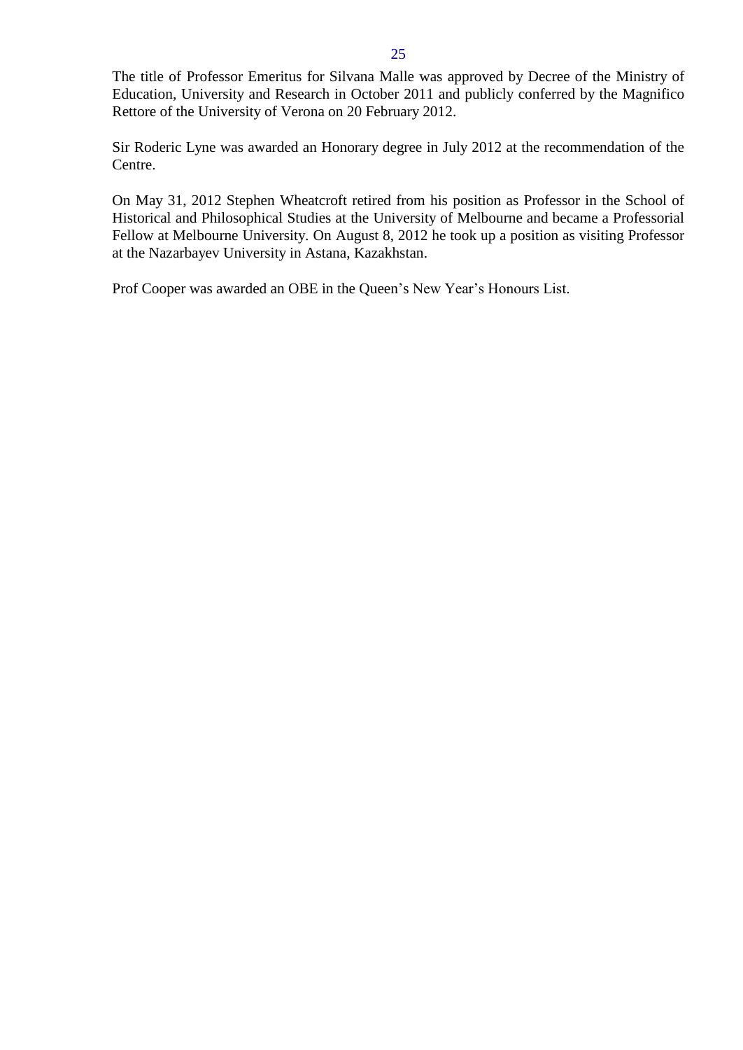The title of Professor Emeritus for Silvana Malle was approved by Decree of the Ministry of Education, University and Research in October 2011 and publicly conferred by the Magnifico Rettore of the University of Verona on 20 February 2012.

Sir Roderic Lyne was awarded an Honorary degree in July 2012 at the recommendation of the Centre.

On May 31, 2012 Stephen Wheatcroft retired from his position as Professor in the School of Historical and Philosophical Studies at the University of Melbourne and became a Professorial Fellow at Melbourne University. On August 8, 2012 he took up a position as visiting Professor at the Nazarbayev University in Astana, Kazakhstan.

Prof Cooper was awarded an OBE in the Queen's New Year's Honours List.